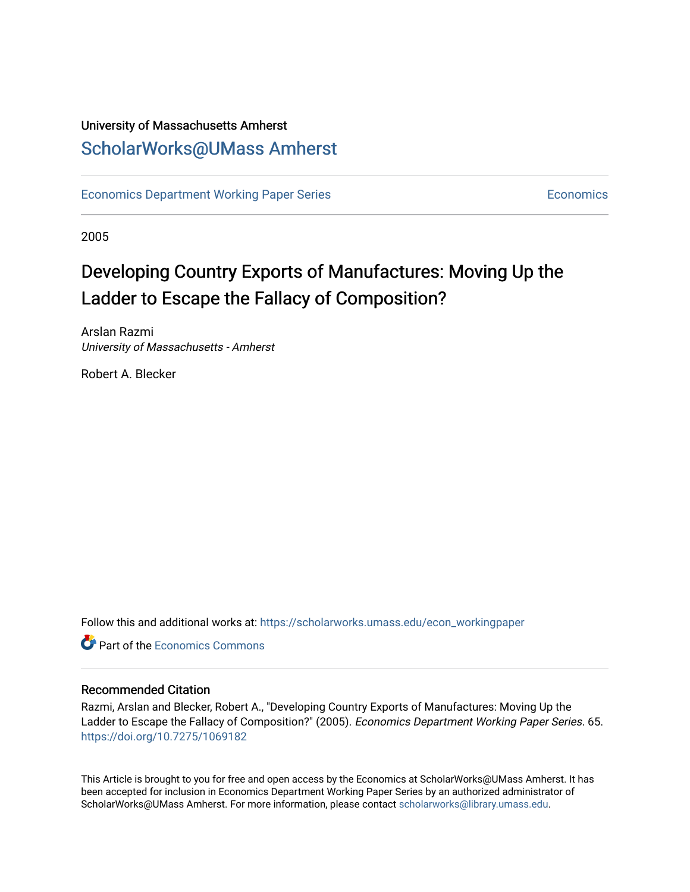University of Massachusetts Amherst

# ScholarWorks@UMass Amherst

Economics Department Working Paper Series | Economics

2005

# Developing Country Exports of Manufactures: Moving Up the Ladder to Escape the Fallacy of Composition?

Arslan Razmi
*University of Massachusetts - Amherst*

Robert A. Blecker

Follow this and additional works at: https://scholarworks.umass.edu/econ_workingpaper

Part of the Economics Commons

## Recommended Citation

Razmi, Arslan and Blecker, Robert A., "Developing Country Exports of Manufactures: Moving Up the Ladder to Escape the Fallacy of Composition?" (2005). *Economics Department Working Paper Series*. 65.
https://doi.org/10.7275/1069182

This Article is brought to you for free and open access by the Economics at ScholarWorks@UMass Amherst. It has been accepted for inclusion in Economics Department Working Paper Series by an authorized administrator of ScholarWorks@UMass Amherst. For more information, please contact scholarworks@library.umass.edu.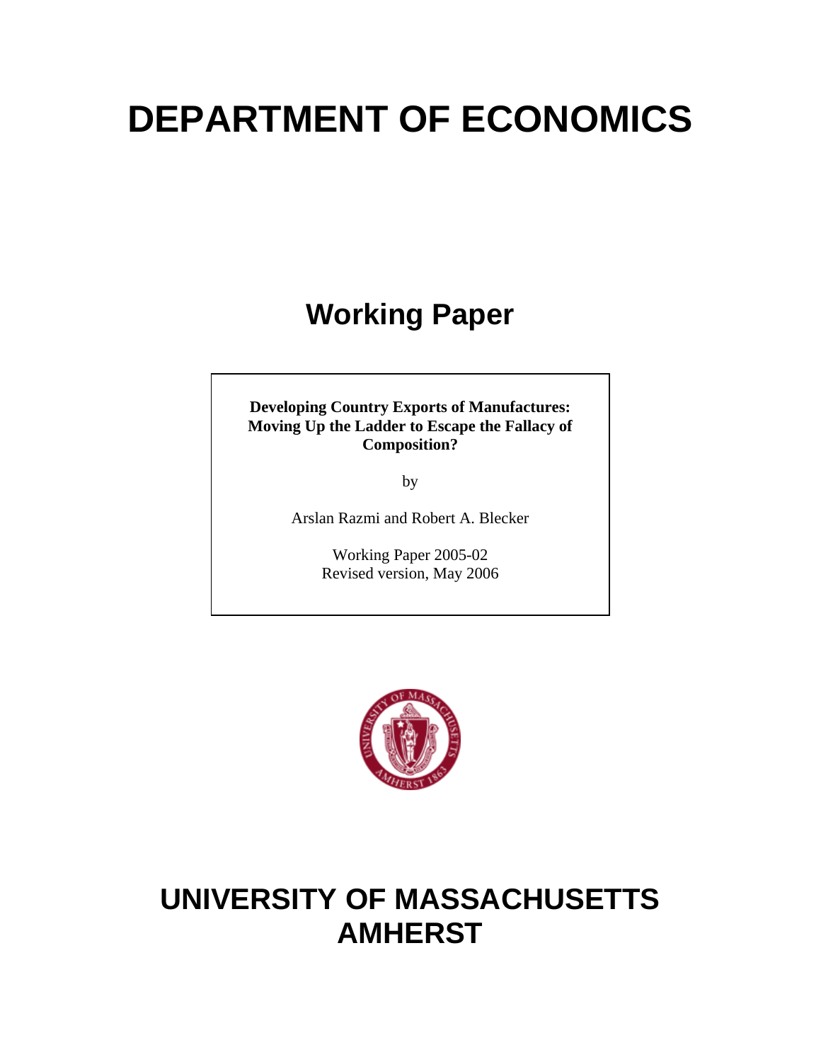# DEPARTMENT OF ECONOMICS

## Working Paper

**Developing Country Exports of Manufactures: Moving Up the Ladder to Escape the Fallacy of Composition?**

by

Arslan Razmi and Robert A. Blecker

Working Paper 2005-02
Revised version, May 2006

# UNIVERSITY OF MASSACHUSETTS AMHERST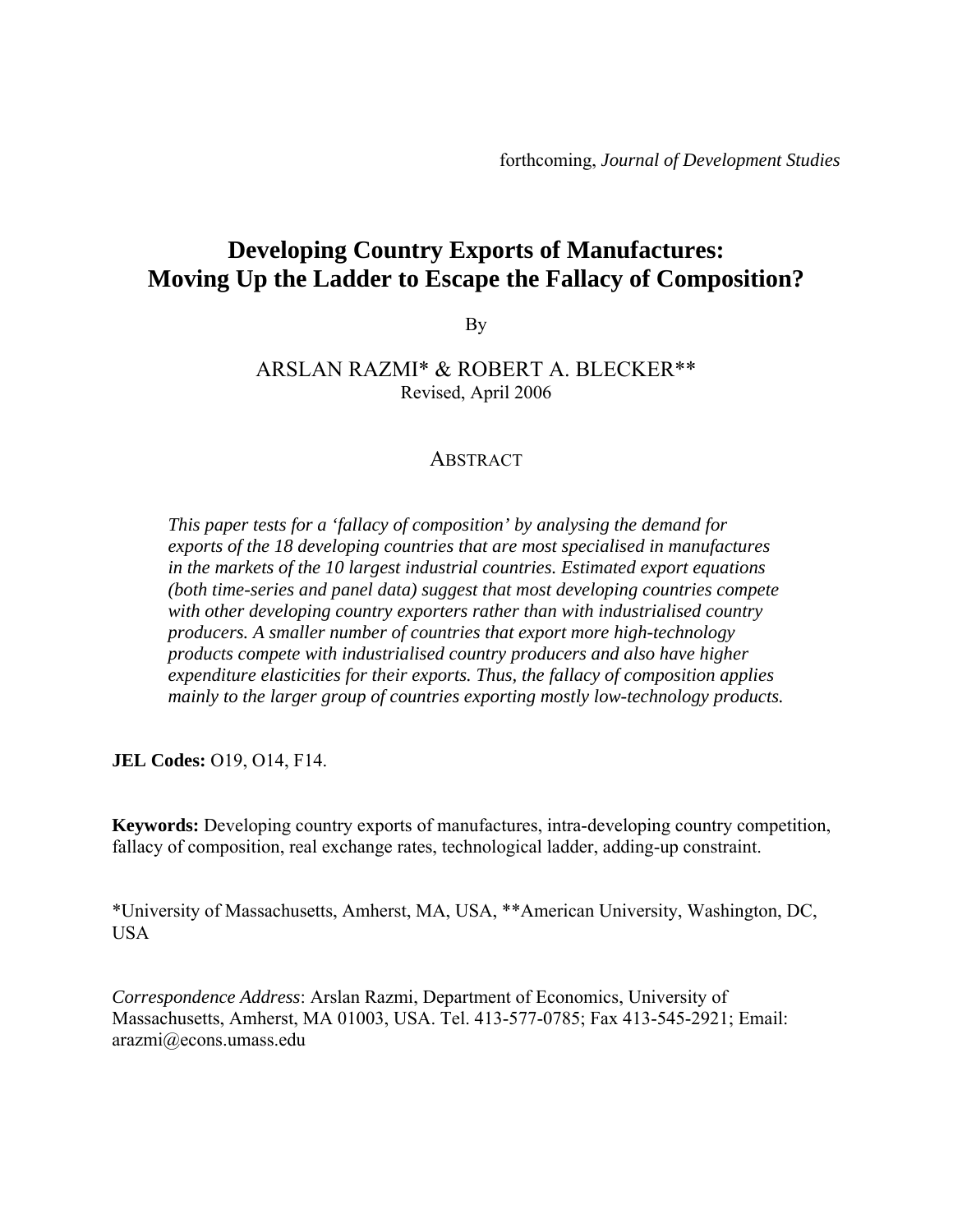forthcoming, *Journal of Development Studies*

# Developing Country Exports of Manufactures: Moving Up the Ladder to Escape the Fallacy of Composition?

By

ARSLAN RAZMI* & ROBERT A. BLECKER**

Revised, April 2006

## ABSTRACT

*This paper tests for a 'fallacy of composition' by analysing the demand for exports of the 18 developing countries that are most specialised in manufactures in the markets of the 10 largest industrial countries. Estimated export equations (both time-series and panel data) suggest that most developing countries compete with other developing country exporters rather than with industrialised country producers. A smaller number of countries that export more high-technology products compete with industrialised country producers and also have higher expenditure elasticities for their exports. Thus, the fallacy of composition applies mainly to the larger group of countries exporting mostly low-technology products.*

**JEL Codes:** O19, O14, F14.

**Keywords:** Developing country exports of manufactures, intra-developing country competition, fallacy of composition, real exchange rates, technological ladder, adding-up constraint.

*University of Massachusetts, Amherst, MA, USA, **American University, Washington, DC, USA

*Correspondence Address*: Arslan Razmi, Department of Economics, University of Massachusetts, Amherst, MA 01003, USA. Tel. 413-577-0785; Fax 413-545-2921; Email: arazmi@econs.umass.edu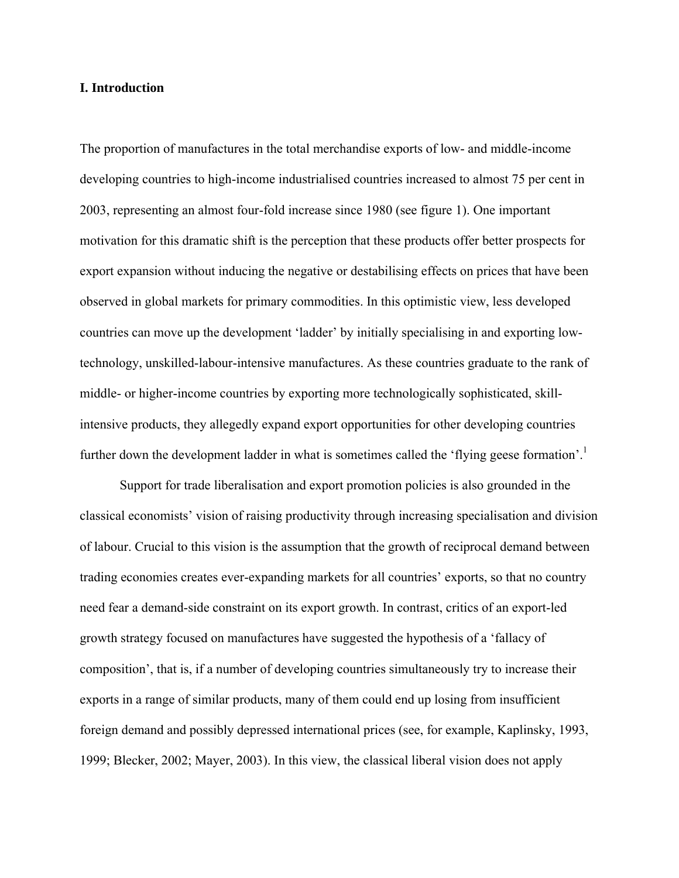## I. Introduction

The proportion of manufactures in the total merchandise exports of low- and middle-income developing countries to high-income industrialised countries increased to almost 75 per cent in 2003, representing an almost four-fold increase since 1980 (see figure 1). One important motivation for this dramatic shift is the perception that these products offer better prospects for export expansion without inducing the negative or destabilising effects on prices that have been observed in global markets for primary commodities. In this optimistic view, less developed countries can move up the development 'ladder' by initially specialising in and exporting low-technology, unskilled-labour-intensive manufactures. As these countries graduate to the rank of middle- or higher-income countries by exporting more technologically sophisticated, skill-intensive products, they allegedly expand export opportunities for other developing countries further down the development ladder in what is sometimes called the 'flying geese formation'.[1]

Support for trade liberalisation and export promotion policies is also grounded in the classical economists' vision of raising productivity through increasing specialisation and division of labour. Crucial to this vision is the assumption that the growth of reciprocal demand between trading economies creates ever-expanding markets for all countries' exports, so that no country need fear a demand-side constraint on its export growth. In contrast, critics of an export-led growth strategy focused on manufactures have suggested the hypothesis of a 'fallacy of composition', that is, if a number of developing countries simultaneously try to increase their exports in a range of similar products, many of them could end up losing from insufficient foreign demand and possibly depressed international prices (see, for example, Kaplinsky, 1993, 1999; Blecker, 2002; Mayer, 2003). In this view, the classical liberal vision does not apply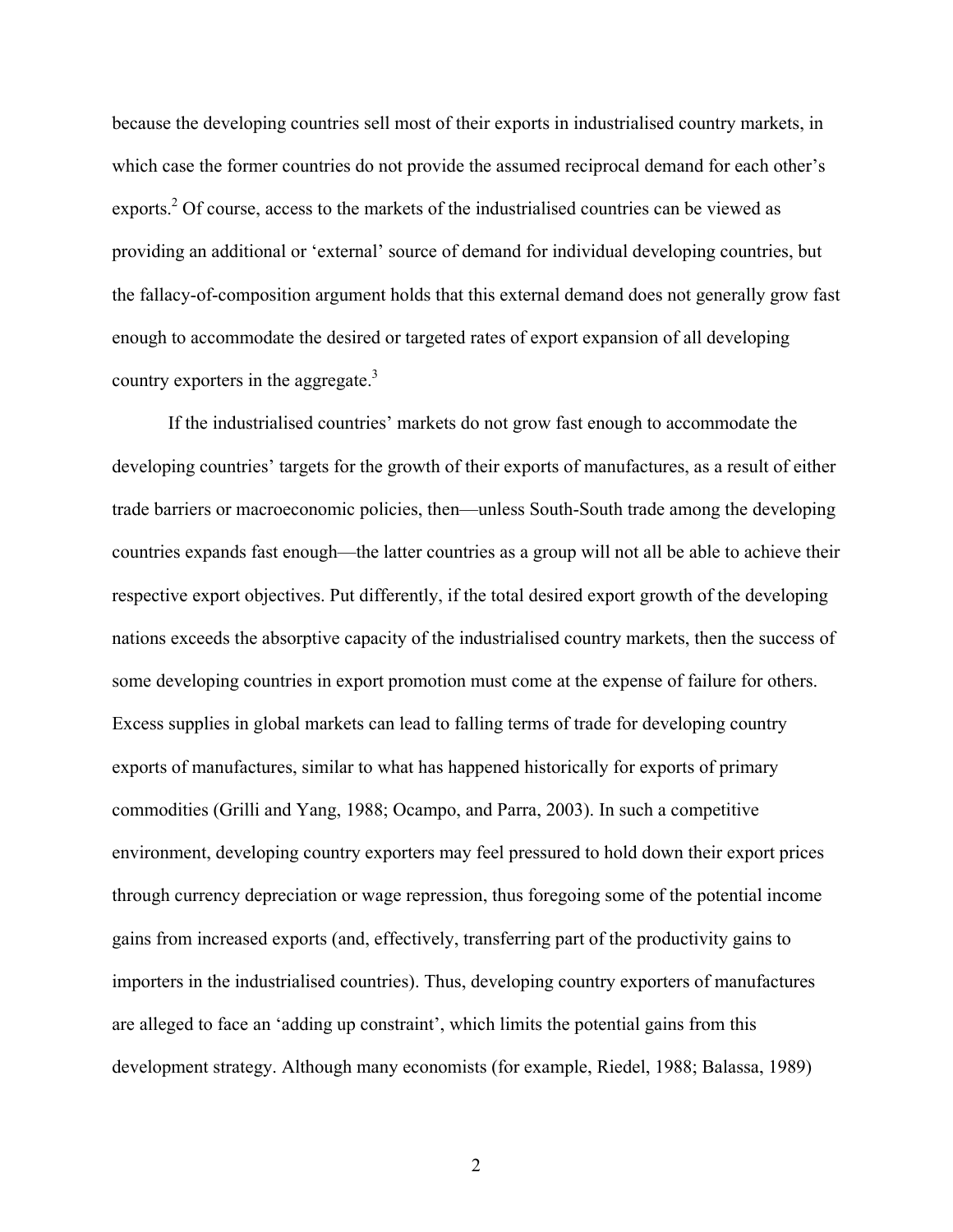because the developing countries sell most of their exports in industrialised country markets, in which case the former countries do not provide the assumed reciprocal demand for each other's exports.[2] Of course, access to the markets of the industrialised countries can be viewed as providing an additional or 'external' source of demand for individual developing countries, but the fallacy-of-composition argument holds that this external demand does not generally grow fast enough to accommodate the desired or targeted rates of export expansion of all developing country exporters in the aggregate.[3]

If the industrialised countries' markets do not grow fast enough to accommodate the developing countries' targets for the growth of their exports of manufactures, as a result of either trade barriers or macroeconomic policies, then—unless South-South trade among the developing countries expands fast enough—the latter countries as a group will not all be able to achieve their respective export objectives. Put differently, if the total desired export growth of the developing nations exceeds the absorptive capacity of the industrialised country markets, then the success of some developing countries in export promotion must come at the expense of failure for others. Excess supplies in global markets can lead to falling terms of trade for developing country exports of manufactures, similar to what has happened historically for exports of primary commodities (Grilli and Yang, 1988; Ocampo, and Parra, 2003). In such a competitive environment, developing country exporters may feel pressured to hold down their export prices through currency depreciation or wage repression, thus foregoing some of the potential income gains from increased exports (and, effectively, transferring part of the productivity gains to importers in the industrialised countries). Thus, developing country exporters of manufactures are alleged to face an 'adding up constraint', which limits the potential gains from this development strategy. Although many economists (for example, Riedel, 1988; Balassa, 1989)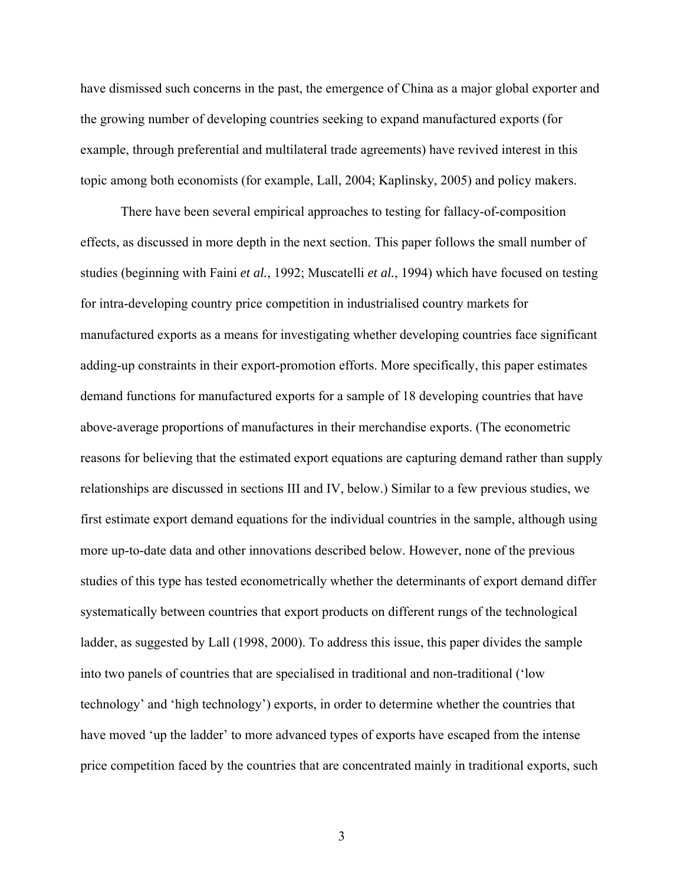have dismissed such concerns in the past, the emergence of China as a major global exporter and the growing number of developing countries seeking to expand manufactured exports (for example, through preferential and multilateral trade agreements) have revived interest in this topic among both economists (for example, Lall, 2004; Kaplinsky, 2005) and policy makers.

There have been several empirical approaches to testing for fallacy-of-composition effects, as discussed in more depth in the next section. This paper follows the small number of studies (beginning with Faini *et al.*, 1992; Muscatelli *et al.*, 1994) which have focused on testing for intra-developing country price competition in industrialised country markets for manufactured exports as a means for investigating whether developing countries face significant adding-up constraints in their export-promotion efforts. More specifically, this paper estimates demand functions for manufactured exports for a sample of 18 developing countries that have above-average proportions of manufactures in their merchandise exports. (The econometric reasons for believing that the estimated export equations are capturing demand rather than supply relationships are discussed in sections III and IV, below.) Similar to a few previous studies, we first estimate export demand equations for the individual countries in the sample, although using more up-to-date data and other innovations described below. However, none of the previous studies of this type has tested econometrically whether the determinants of export demand differ systematically between countries that export products on different rungs of the technological ladder, as suggested by Lall (1998, 2000). To address this issue, this paper divides the sample into two panels of countries that are specialised in traditional and non-traditional ('low technology' and 'high technology') exports, in order to determine whether the countries that have moved 'up the ladder' to more advanced types of exports have escaped from the intense price competition faced by the countries that are concentrated mainly in traditional exports, such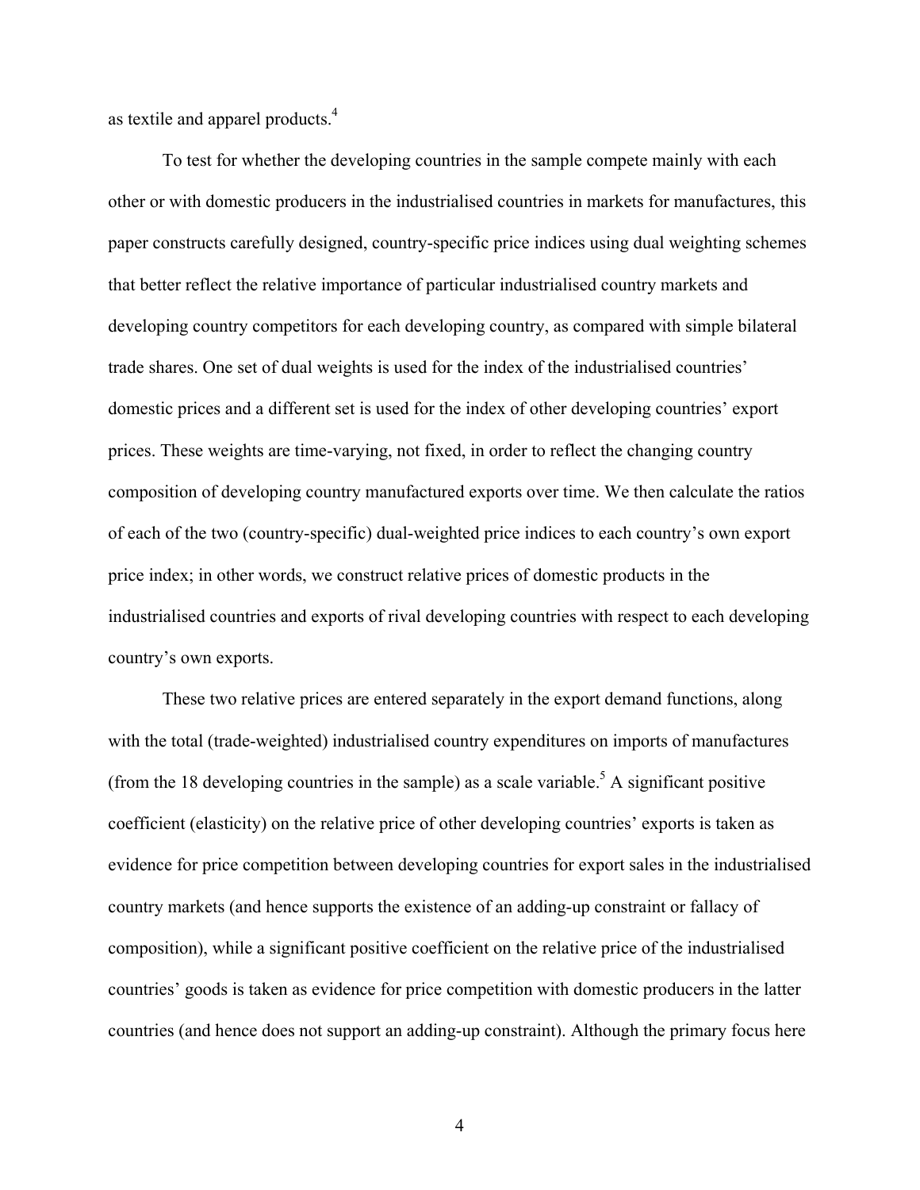as textile and apparel products.[4]

To test for whether the developing countries in the sample compete mainly with each other or with domestic producers in the industrialised countries in markets for manufactures, this paper constructs carefully designed, country-specific price indices using dual weighting schemes that better reflect the relative importance of particular industrialised country markets and developing country competitors for each developing country, as compared with simple bilateral trade shares. One set of dual weights is used for the index of the industrialised countries' domestic prices and a different set is used for the index of other developing countries' export prices. These weights are time-varying, not fixed, in order to reflect the changing country composition of developing country manufactured exports over time. We then calculate the ratios of each of the two (country-specific) dual-weighted price indices to each country's own export price index; in other words, we construct relative prices of domestic products in the industrialised countries and exports of rival developing countries with respect to each developing country's own exports.

These two relative prices are entered separately in the export demand functions, along with the total (trade-weighted) industrialised country expenditures on imports of manufactures (from the 18 developing countries in the sample) as a scale variable.[5] A significant positive coefficient (elasticity) on the relative price of other developing countries' exports is taken as evidence for price competition between developing countries for export sales in the industrialised country markets (and hence supports the existence of an adding-up constraint or fallacy of composition), while a significant positive coefficient on the relative price of the industrialised countries' goods is taken as evidence for price competition with domestic producers in the latter countries (and hence does not support an adding-up constraint). Although the primary focus here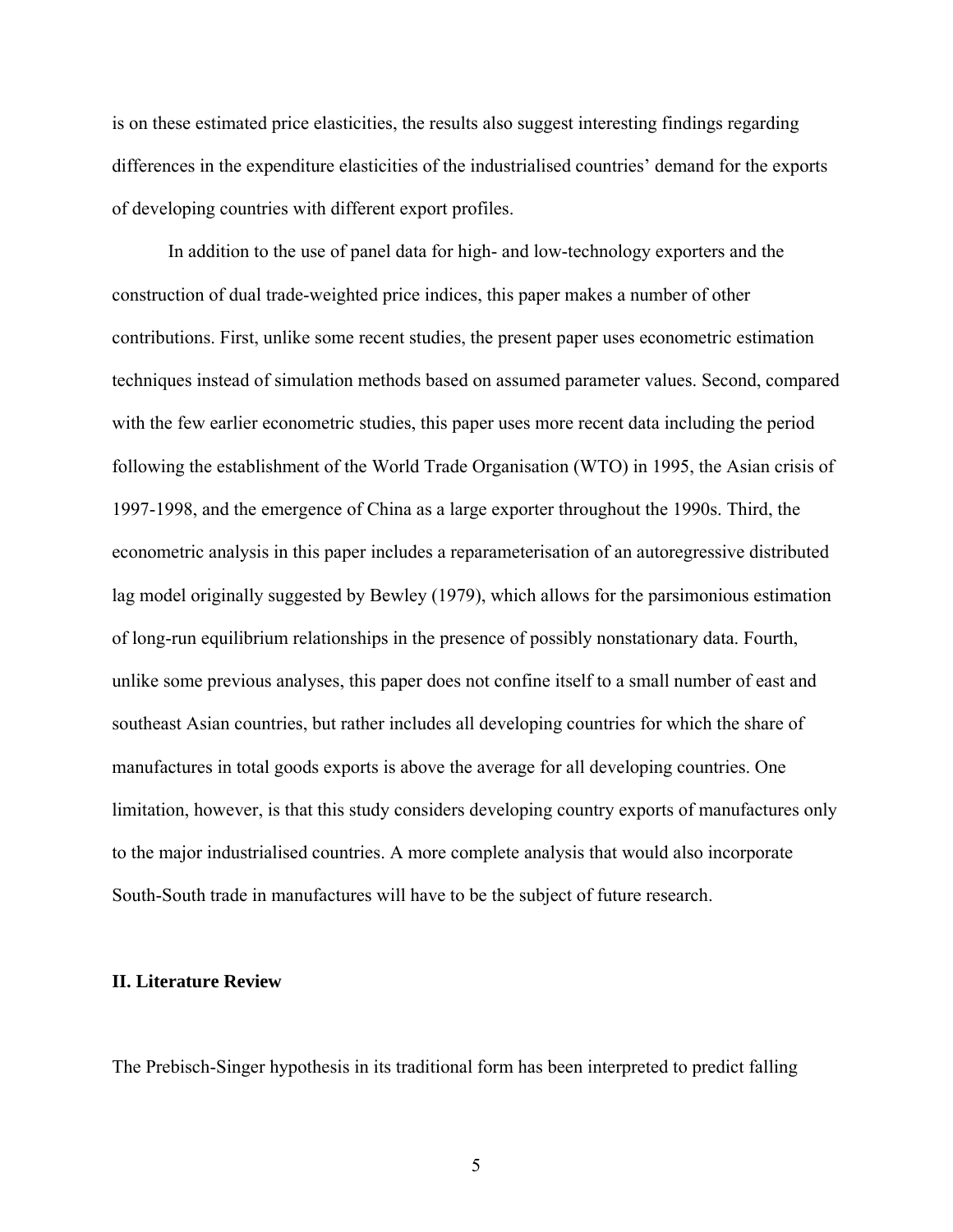is on these estimated price elasticities, the results also suggest interesting findings regarding differences in the expenditure elasticities of the industrialised countries' demand for the exports of developing countries with different export profiles.

In addition to the use of panel data for high- and low-technology exporters and the construction of dual trade-weighted price indices, this paper makes a number of other contributions. First, unlike some recent studies, the present paper uses econometric estimation techniques instead of simulation methods based on assumed parameter values. Second, compared with the few earlier econometric studies, this paper uses more recent data including the period following the establishment of the World Trade Organisation (WTO) in 1995, the Asian crisis of 1997-1998, and the emergence of China as a large exporter throughout the 1990s. Third, the econometric analysis in this paper includes a reparameterisation of an autoregressive distributed lag model originally suggested by Bewley (1979), which allows for the parsimonious estimation of long-run equilibrium relationships in the presence of possibly nonstationary data. Fourth, unlike some previous analyses, this paper does not confine itself to a small number of east and southeast Asian countries, but rather includes all developing countries for which the share of manufactures in total goods exports is above the average for all developing countries. One limitation, however, is that this study considers developing country exports of manufactures only to the major industrialised countries. A more complete analysis that would also incorporate South-South trade in manufactures will have to be the subject of future research.

## II. Literature Review

The Prebisch-Singer hypothesis in its traditional form has been interpreted to predict falling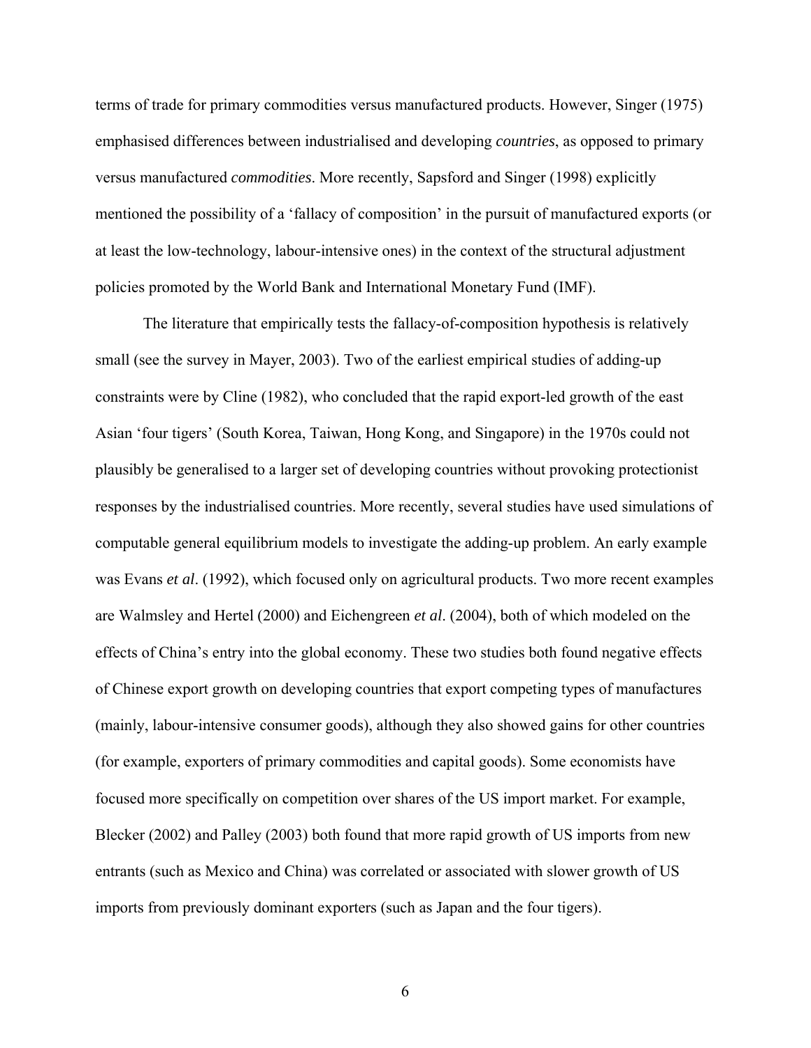terms of trade for primary commodities versus manufactured products. However, Singer (1975) emphasised differences between industrialised and developing *countries*, as opposed to primary versus manufactured *commodities*. More recently, Sapsford and Singer (1998) explicitly mentioned the possibility of a 'fallacy of composition' in the pursuit of manufactured exports (or at least the low-technology, labour-intensive ones) in the context of the structural adjustment policies promoted by the World Bank and International Monetary Fund (IMF).

The literature that empirically tests the fallacy-of-composition hypothesis is relatively small (see the survey in Mayer, 2003). Two of the earliest empirical studies of adding-up constraints were by Cline (1982), who concluded that the rapid export-led growth of the east Asian 'four tigers' (South Korea, Taiwan, Hong Kong, and Singapore) in the 1970s could not plausibly be generalised to a larger set of developing countries without provoking protectionist responses by the industrialised countries. More recently, several studies have used simulations of computable general equilibrium models to investigate the adding-up problem. An early example was Evans *et al*. (1992), which focused only on agricultural products. Two more recent examples are Walmsley and Hertel (2000) and Eichengreen *et al*. (2004), both of which modeled on the effects of China's entry into the global economy. These two studies both found negative effects of Chinese export growth on developing countries that export competing types of manufactures (mainly, labour-intensive consumer goods), although they also showed gains for other countries (for example, exporters of primary commodities and capital goods). Some economists have focused more specifically on competition over shares of the US import market. For example, Blecker (2002) and Palley (2003) both found that more rapid growth of US imports from new entrants (such as Mexico and China) was correlated or associated with slower growth of US imports from previously dominant exporters (such as Japan and the four tigers).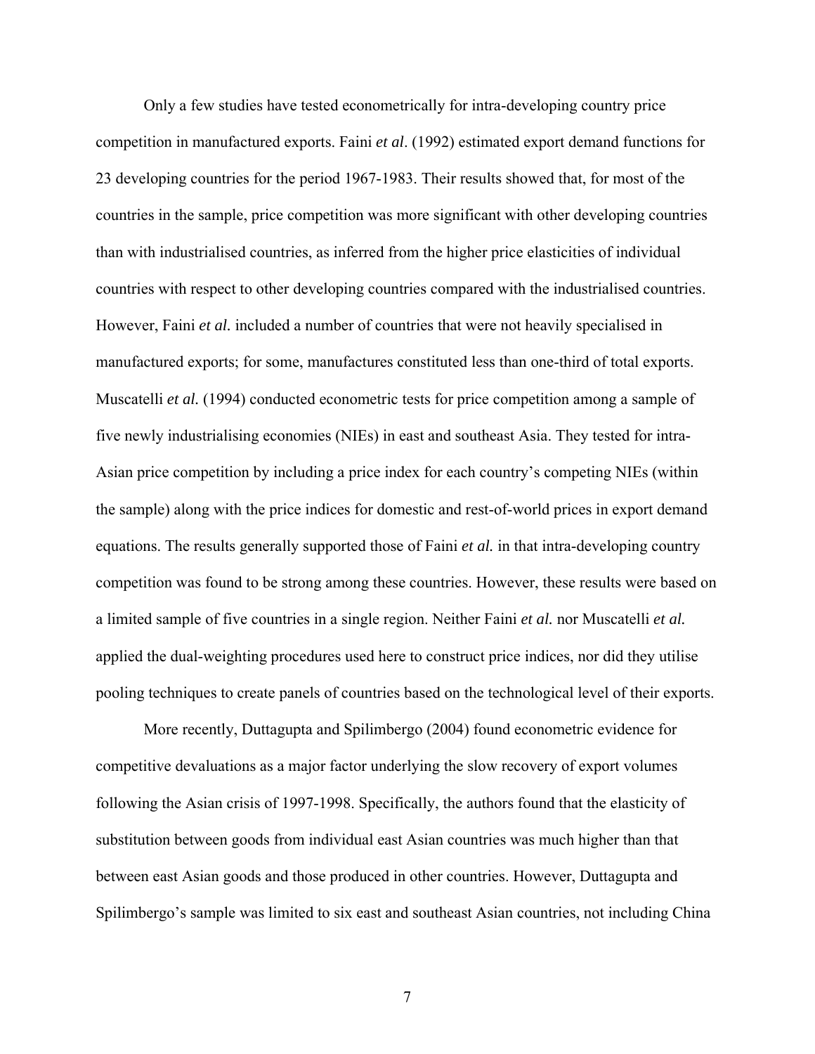Only a few studies have tested econometrically for intra-developing country price competition in manufactured exports. Faini *et al*. (1992) estimated export demand functions for 23 developing countries for the period 1967-1983. Their results showed that, for most of the countries in the sample, price competition was more significant with other developing countries than with industrialised countries, as inferred from the higher price elasticities of individual countries with respect to other developing countries compared with the industrialised countries. However, Faini *et al.* included a number of countries that were not heavily specialised in manufactured exports; for some, manufactures constituted less than one-third of total exports. Muscatelli *et al.* (1994) conducted econometric tests for price competition among a sample of five newly industrialising economies (NIEs) in east and southeast Asia. They tested for intra-Asian price competition by including a price index for each country's competing NIEs (within the sample) along with the price indices for domestic and rest-of-world prices in export demand equations. The results generally supported those of Faini *et al.* in that intra-developing country competition was found to be strong among these countries. However, these results were based on a limited sample of five countries in a single region. Neither Faini *et al.* nor Muscatelli *et al.* applied the dual-weighting procedures used here to construct price indices, nor did they utilise pooling techniques to create panels of countries based on the technological level of their exports.

More recently, Duttagupta and Spilimbergo (2004) found econometric evidence for competitive devaluations as a major factor underlying the slow recovery of export volumes following the Asian crisis of 1997-1998. Specifically, the authors found that the elasticity of substitution between goods from individual east Asian countries was much higher than that between east Asian goods and those produced in other countries. However, Duttagupta and Spilimbergo's sample was limited to six east and southeast Asian countries, not including China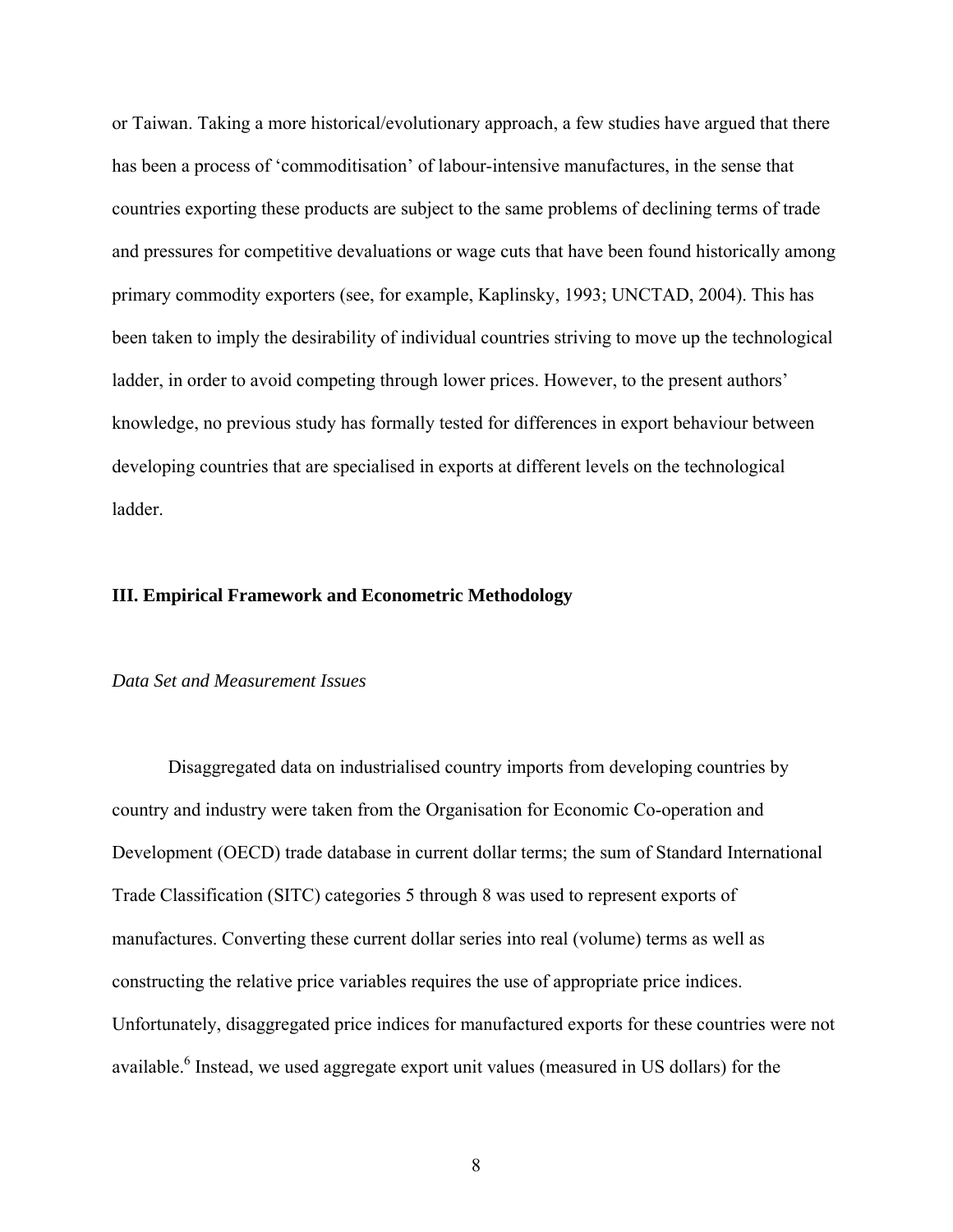or Taiwan. Taking a more historical/evolutionary approach, a few studies have argued that there has been a process of 'commoditisation' of labour-intensive manufactures, in the sense that countries exporting these products are subject to the same problems of declining terms of trade and pressures for competitive devaluations or wage cuts that have been found historically among primary commodity exporters (see, for example, Kaplinsky, 1993; UNCTAD, 2004). This has been taken to imply the desirability of individual countries striving to move up the technological ladder, in order to avoid competing through lower prices. However, to the present authors' knowledge, no previous study has formally tested for differences in export behaviour between developing countries that are specialised in exports at different levels on the technological ladder.

## III. Empirical Framework and Econometric Methodology

### *Data Set and Measurement Issues*

Disaggregated data on industrialised country imports from developing countries by country and industry were taken from the Organisation for Economic Co-operation and Development (OECD) trade database in current dollar terms; the sum of Standard International Trade Classification (SITC) categories 5 through 8 was used to represent exports of manufactures. Converting these current dollar series into real (volume) terms as well as constructing the relative price variables requires the use of appropriate price indices. Unfortunately, disaggregated price indices for manufactured exports for these countries were not available.[6] Instead, we used aggregate export unit values (measured in US dollars) for the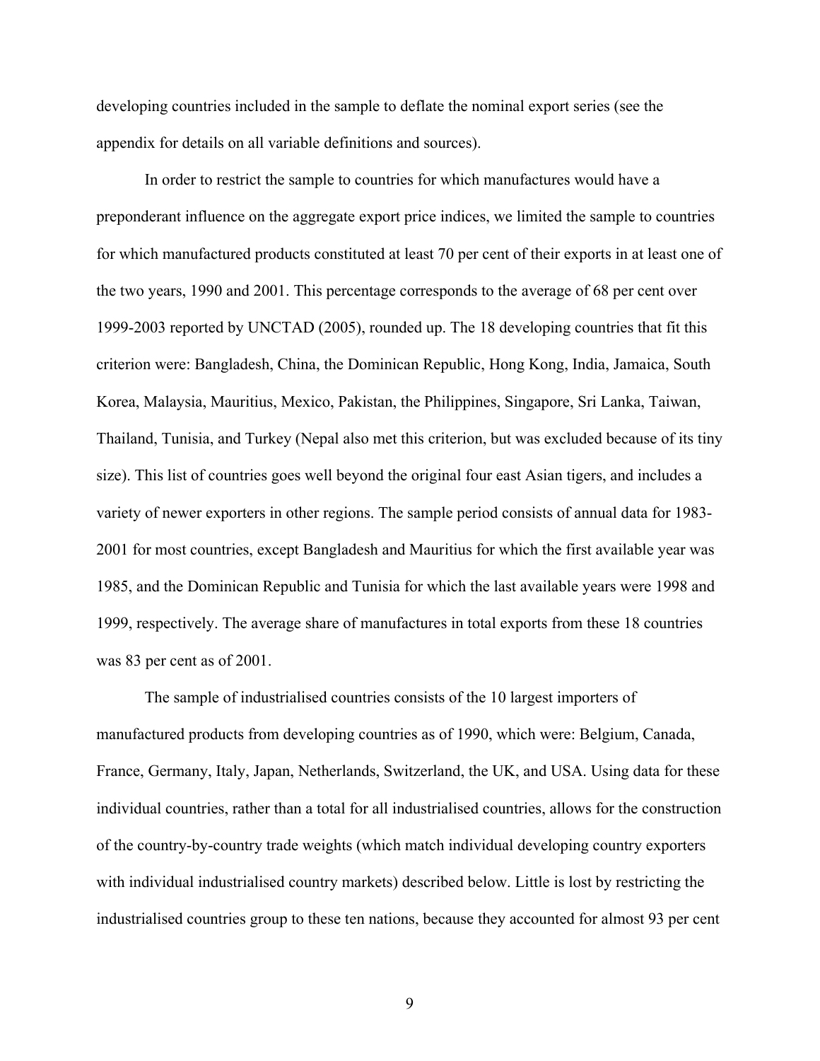developing countries included in the sample to deflate the nominal export series (see the appendix for details on all variable definitions and sources).

In order to restrict the sample to countries for which manufactures would have a preponderant influence on the aggregate export price indices, we limited the sample to countries for which manufactured products constituted at least 70 per cent of their exports in at least one of the two years, 1990 and 2001. This percentage corresponds to the average of 68 per cent over 1999-2003 reported by UNCTAD (2005), rounded up. The 18 developing countries that fit this criterion were: Bangladesh, China, the Dominican Republic, Hong Kong, India, Jamaica, South Korea, Malaysia, Mauritius, Mexico, Pakistan, the Philippines, Singapore, Sri Lanka, Taiwan, Thailand, Tunisia, and Turkey (Nepal also met this criterion, but was excluded because of its tiny size). This list of countries goes well beyond the original four east Asian tigers, and includes a variety of newer exporters in other regions. The sample period consists of annual data for 1983-2001 for most countries, except Bangladesh and Mauritius for which the first available year was 1985, and the Dominican Republic and Tunisia for which the last available years were 1998 and 1999, respectively. The average share of manufactures in total exports from these 18 countries was 83 per cent as of 2001.

The sample of industrialised countries consists of the 10 largest importers of manufactured products from developing countries as of 1990, which were: Belgium, Canada, France, Germany, Italy, Japan, Netherlands, Switzerland, the UK, and USA. Using data for these individual countries, rather than a total for all industrialised countries, allows for the construction of the country-by-country trade weights (which match individual developing country exporters with individual industrialised country markets) described below. Little is lost by restricting the industrialised countries group to these ten nations, because they accounted for almost 93 per cent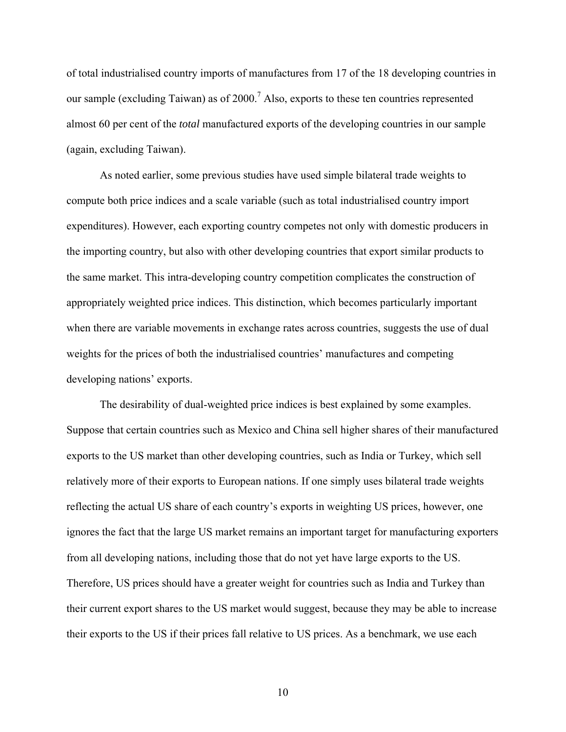of total industrialised country imports of manufactures from 17 of the 18 developing countries in our sample (excluding Taiwan) as of 2000.[7] Also, exports to these ten countries represented almost 60 per cent of the *total* manufactured exports of the developing countries in our sample (again, excluding Taiwan).

As noted earlier, some previous studies have used simple bilateral trade weights to compute both price indices and a scale variable (such as total industrialised country import expenditures). However, each exporting country competes not only with domestic producers in the importing country, but also with other developing countries that export similar products to the same market. This intra-developing country competition complicates the construction of appropriately weighted price indices. This distinction, which becomes particularly important when there are variable movements in exchange rates across countries, suggests the use of dual weights for the prices of both the industrialised countries' manufactures and competing developing nations' exports.

The desirability of dual-weighted price indices is best explained by some examples. Suppose that certain countries such as Mexico and China sell higher shares of their manufactured exports to the US market than other developing countries, such as India or Turkey, which sell relatively more of their exports to European nations. If one simply uses bilateral trade weights reflecting the actual US share of each country's exports in weighting US prices, however, one ignores the fact that the large US market remains an important target for manufacturing exporters from all developing nations, including those that do not yet have large exports to the US. Therefore, US prices should have a greater weight for countries such as India and Turkey than their current export shares to the US market would suggest, because they may be able to increase their exports to the US if their prices fall relative to US prices. As a benchmark, we use each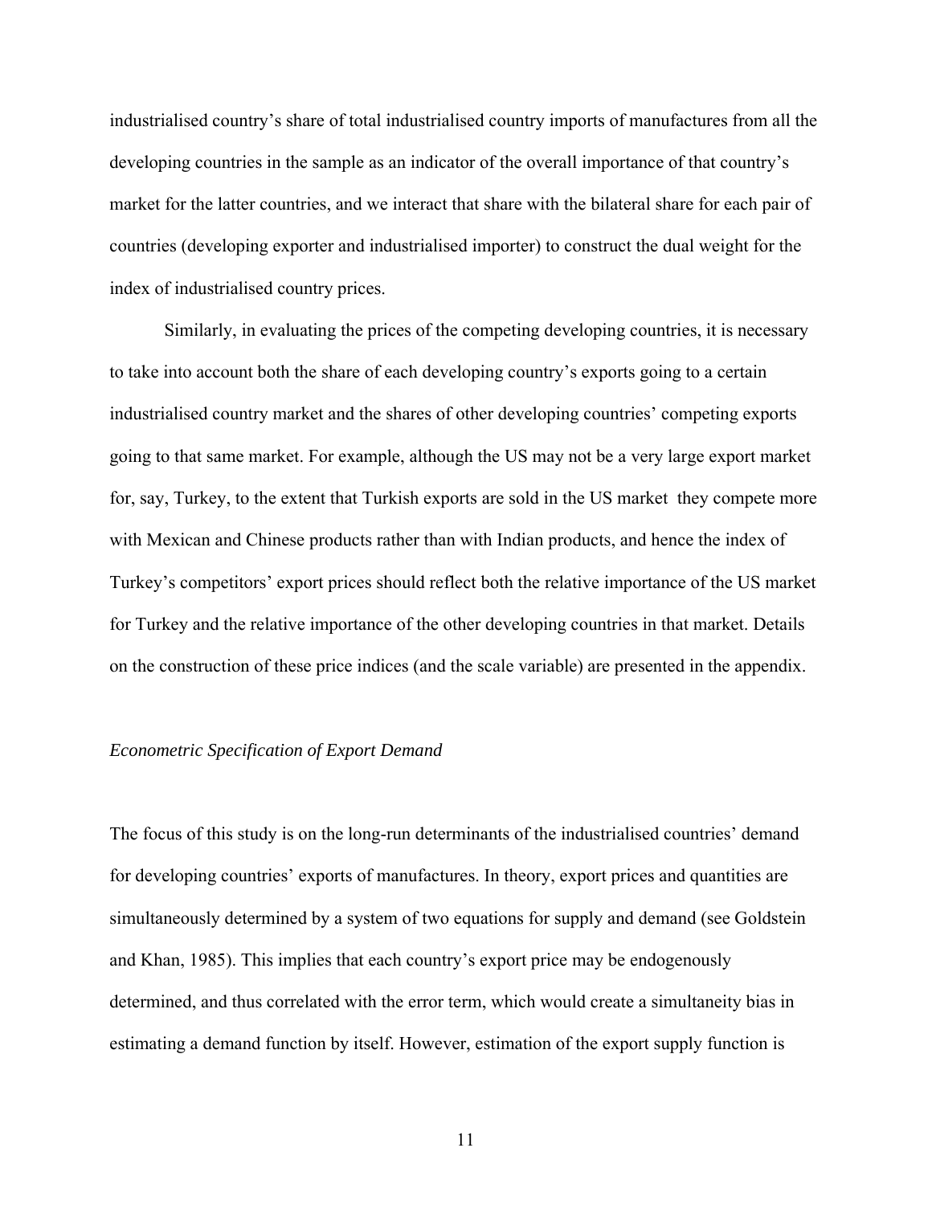industrialised country's share of total industrialised country imports of manufactures from all the developing countries in the sample as an indicator of the overall importance of that country's market for the latter countries, and we interact that share with the bilateral share for each pair of countries (developing exporter and industrialised importer) to construct the dual weight for the index of industrialised country prices.

Similarly, in evaluating the prices of the competing developing countries, it is necessary to take into account both the share of each developing country's exports going to a certain industrialised country market and the shares of other developing countries' competing exports going to that same market. For example, although the US may not be a very large export market for, say, Turkey, to the extent that Turkish exports are sold in the US market they compete more with Mexican and Chinese products rather than with Indian products, and hence the index of Turkey's competitors' export prices should reflect both the relative importance of the US market for Turkey and the relative importance of the other developing countries in that market. Details on the construction of these price indices (and the scale variable) are presented in the appendix.

*Econometric Specification of Export Demand*

The focus of this study is on the long-run determinants of the industrialised countries' demand for developing countries' exports of manufactures. In theory, export prices and quantities are simultaneously determined by a system of two equations for supply and demand (see Goldstein and Khan, 1985). This implies that each country's export price may be endogenously determined, and thus correlated with the error term, which would create a simultaneity bias in estimating a demand function by itself. However, estimation of the export supply function is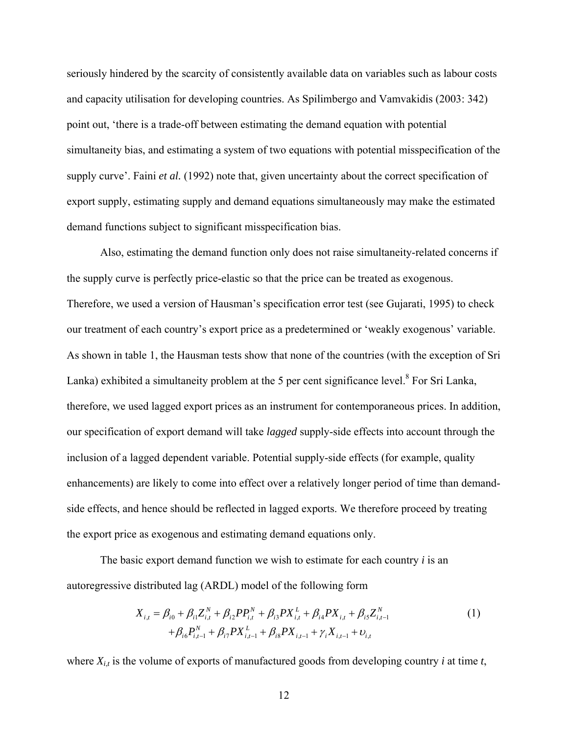seriously hindered by the scarcity of consistently available data on variables such as labour costs and capacity utilisation for developing countries. As Spilimbergo and Vamvakidis (2003: 342) point out, 'there is a trade-off between estimating the demand equation with potential simultaneity bias, and estimating a system of two equations with potential misspecification of the supply curve'. Faini *et al.* (1992) note that, given uncertainty about the correct specification of export supply, estimating supply and demand equations simultaneously may make the estimated demand functions subject to significant misspecification bias.

Also, estimating the demand function only does not raise simultaneity-related concerns if the supply curve is perfectly price-elastic so that the price can be treated as exogenous. Therefore, we used a version of Hausman's specification error test (see Gujarati, 1995) to check our treatment of each country's export price as a predetermined or 'weakly exogenous' variable. As shown in table 1, the Hausman tests show that none of the countries (with the exception of Sri Lanka) exhibited a simultaneity problem at the 5 per cent significance level.[8] For Sri Lanka, therefore, we used lagged export prices as an instrument for contemporaneous prices. In addition, our specification of export demand will take *lagged* supply-side effects into account through the inclusion of a lagged dependent variable. Potential supply-side effects (for example, quality enhancements) are likely to come into effect over a relatively longer period of time than demand-side effects, and hence should be reflected in lagged exports. We therefore proceed by treating the export price as exogenous and estimating demand equations only.

The basic export demand function we wish to estimate for each country $i$ is an autoregressive distributed lag (ARDL) model of the following form

$$
\begin{aligned}
X_{i,t} = {} & \beta_{i0} + \beta_{i1} Z_{i,t}^{N} + \beta_{i2} PP_{i,t}^{N} + \beta_{i3} PX_{i,t}^{L} + \beta_{i4} PX_{i,t} + \beta_{i5} Z_{i,t-1}^{N} \\
& + \beta_{i6} P_{i,t-1}^{N} + \beta_{i7} PX_{i,t-1}^{L} + \beta_{i8} PX_{i,t-1} + \gamma_i X_{i,t-1} + \upsilon_{i,t}
\end{aligned}
\tag{1}
$$

where $X_{i,t}$ is the volume of exports of manufactured goods from developing country $i$ at time $t$,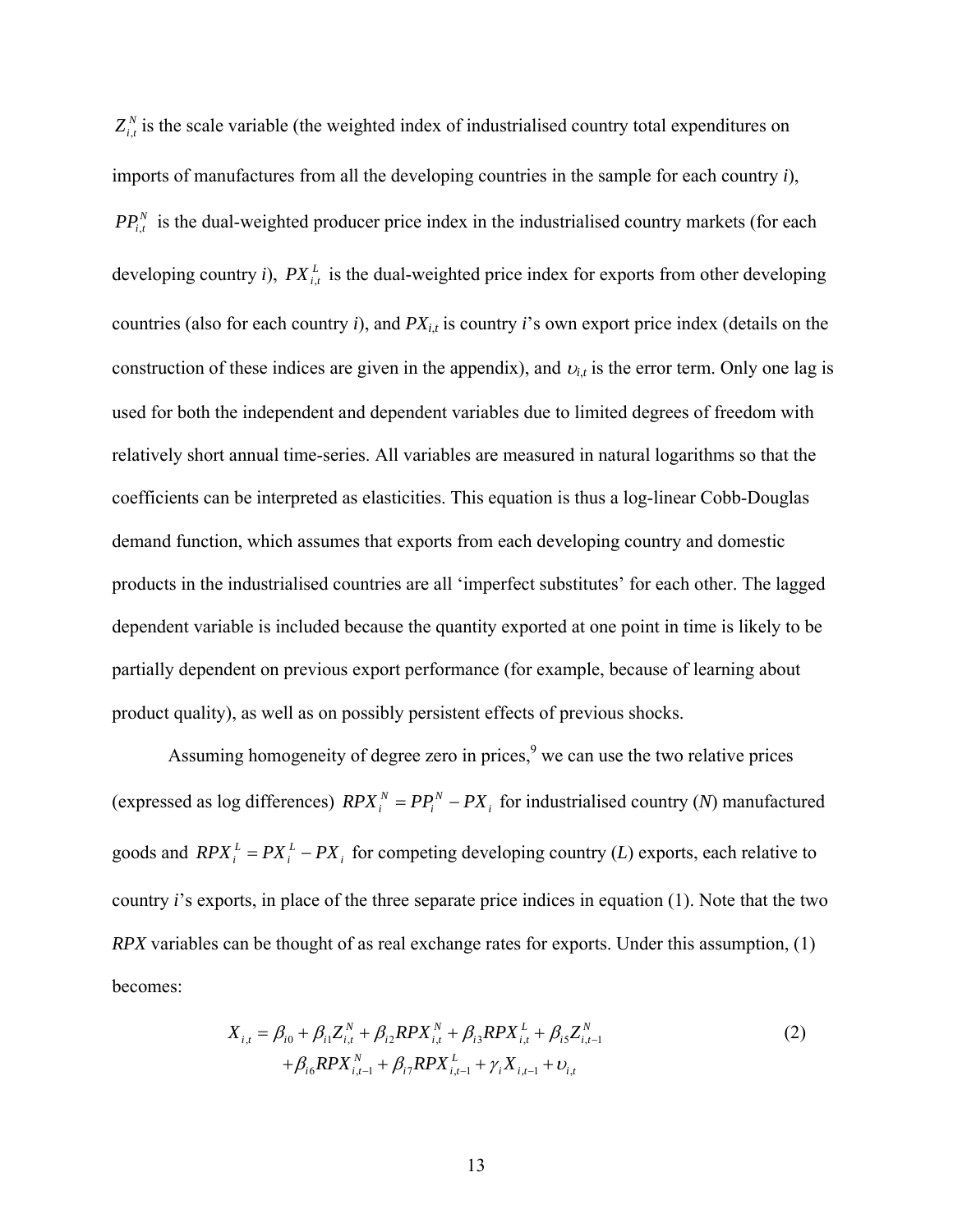$Z_{i,t}^{N}$ is the scale variable (the weighted index of industrialised country total expenditures on imports of manufactures from all the developing countries in the sample for each country *i*), $PP_{i,t}^{N}$ is the dual-weighted producer price index in the industrialised country markets (for each developing country *i*), $PX_{i,t}^{L}$ is the dual-weighted price index for exports from other developing countries (also for each country *i*), and $PX_{i,t}$ is country *i*'s own export price index (details on the construction of these indices are given in the appendix), and $\upsilon_{i,t}$ is the error term. Only one lag is used for both the independent and dependent variables due to limited degrees of freedom with relatively short annual time-series. All variables are measured in natural logarithms so that the coefficients can be interpreted as elasticities. This equation is thus a log-linear Cobb-Douglas demand function, which assumes that exports from each developing country and domestic products in the industrialised countries are all 'imperfect substitutes' for each other. The lagged dependent variable is included because the quantity exported at one point in time is likely to be partially dependent on previous export performance (for example, because of learning about product quality), as well as on possibly persistent effects of previous shocks.

Assuming homogeneity of degree zero in prices,[9] we can use the two relative prices (expressed as log differences) $RPX_{i}^{N} = PP_{i}^{N} - PX_{i}$ for industrialised country (*N*) manufactured goods and $RPX_{i}^{L} = PX_{i}^{L} - PX_{i}$ for competing developing country (*L*) exports, each relative to country *i*'s exports, in place of the three separate price indices in equation (1). Note that the two *RPX* variables can be thought of as real exchange rates for exports. Under this assumption, (1) becomes:

$$X_{i,t} = \beta_{i0} + \beta_{i1} Z_{i,t}^{N} + \beta_{i2} RPX_{i,t}^{N} + \beta_{i3} RPX_{i,t}^{L} + \beta_{i5} Z_{i,t-1}^{N} + \beta_{i6} RPX_{i,t-1}^{N} + \beta_{i7} RPX_{i,t-1}^{L} + \gamma_{i} X_{i,t-1} + \upsilon_{i,t} \tag{2}$$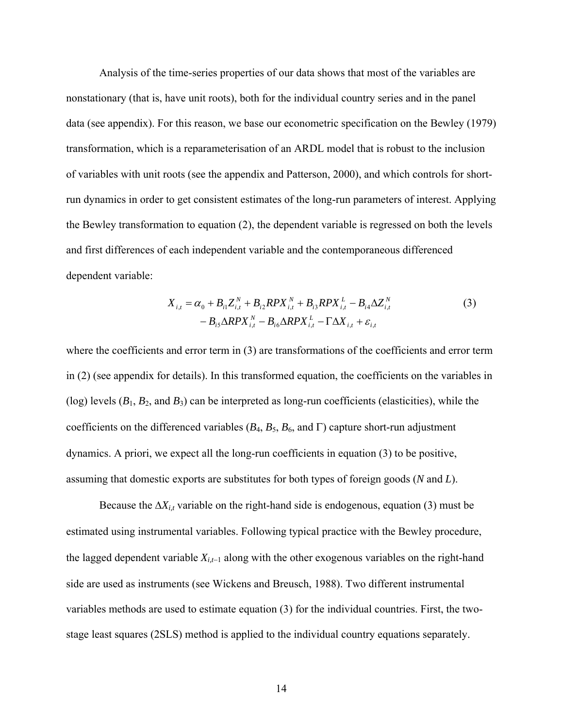Analysis of the time-series properties of our data shows that most of the variables are nonstationary (that is, have unit roots), both for the individual country series and in the panel data (see appendix). For this reason, we base our econometric specification on the Bewley (1979) transformation, which is a reparameterisation of an ARDL model that is robust to the inclusion of variables with unit roots (see the appendix and Patterson, 2000), and which controls for short-run dynamics in order to get consistent estimates of the long-run parameters of interest. Applying the Bewley transformation to equation (2), the dependent variable is regressed on both the levels and first differences of each independent variable and the contemporaneous differenced dependent variable:

$$
\begin{aligned}
X_{i,t} = \alpha_0 + B_{i1}Z_{i,t}^{N} + B_{i2}RPX_{i,t}^{N} + B_{i3}RPX_{i,t}^{L} - B_{i4}\Delta Z_{i,t}^{N} \\
- B_{i5}\Delta RPX_{i,t}^{N} - B_{i6}\Delta RPX_{i,t}^{L} - \Gamma \Delta X_{i,t} + \varepsilon_{i,t}
\end{aligned}
\tag{3}
$$

where the coefficients and error term in (3) are transformations of the coefficients and error term in (2) (see appendix for details). In this transformed equation, the coefficients on the variables in (log) levels ($B_1$, $B_2$, and $B_3$) can be interpreted as long-run coefficients (elasticities), while the coefficients on the differenced variables ($B_4$, $B_5$, $B_6$, and $\Gamma$) capture short-run adjustment dynamics. A priori, we expect all the long-run coefficients in equation (3) to be positive, assuming that domestic exports are substitutes for both types of foreign goods (*N* and *L*).

Because the $\Delta X_{i,t}$ variable on the right-hand side is endogenous, equation (3) must be estimated using instrumental variables. Following typical practice with the Bewley procedure, the lagged dependent variable $X_{i,t-1}$ along with the other exogenous variables on the right-hand side are used as instruments (see Wickens and Breusch, 1988). Two different instrumental variables methods are used to estimate equation (3) for the individual countries. First, the two-stage least squares (2SLS) method is applied to the individual country equations separately.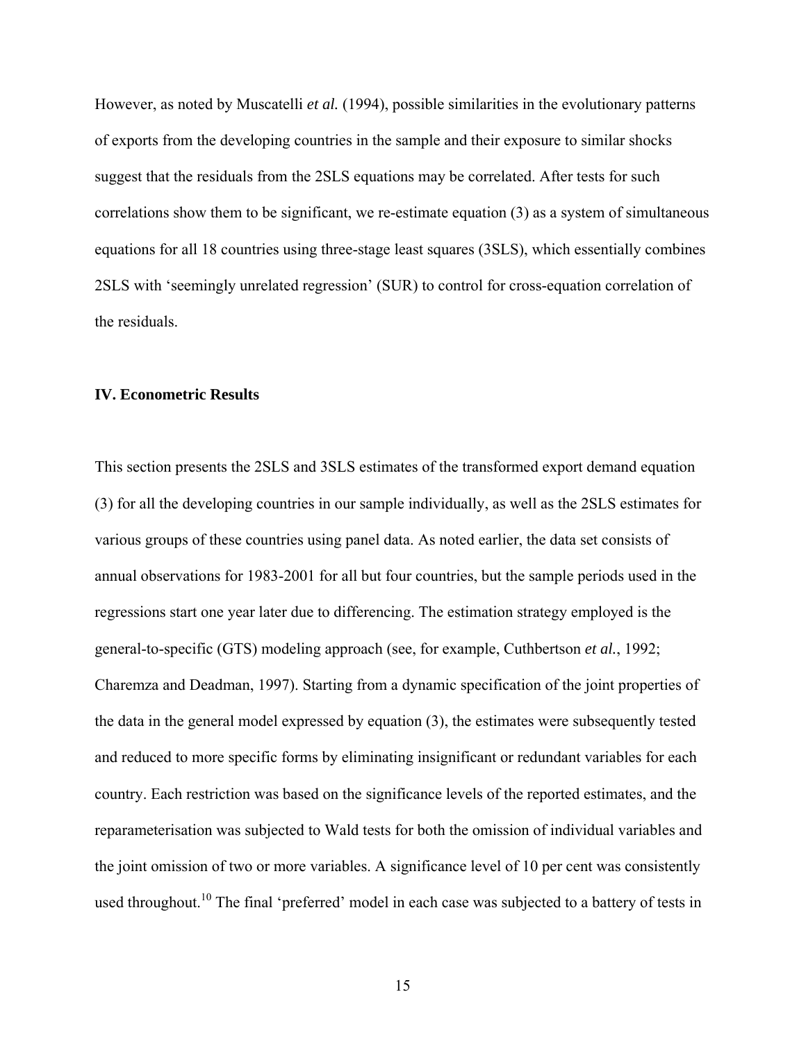However, as noted by Muscatelli *et al.* (1994), possible similarities in the evolutionary patterns of exports from the developing countries in the sample and their exposure to similar shocks suggest that the residuals from the 2SLS equations may be correlated. After tests for such correlations show them to be significant, we re-estimate equation (3) as a system of simultaneous equations for all 18 countries using three-stage least squares (3SLS), which essentially combines 2SLS with 'seemingly unrelated regression' (SUR) to control for cross-equation correlation of the residuals.

## IV. Econometric Results

This section presents the 2SLS and 3SLS estimates of the transformed export demand equation (3) for all the developing countries in our sample individually, as well as the 2SLS estimates for various groups of these countries using panel data. As noted earlier, the data set consists of annual observations for 1983-2001 for all but four countries, but the sample periods used in the regressions start one year later due to differencing. The estimation strategy employed is the general-to-specific (GTS) modeling approach (see, for example, Cuthbertson *et al.*, 1992; Charemza and Deadman, 1997). Starting from a dynamic specification of the joint properties of the data in the general model expressed by equation (3), the estimates were subsequently tested and reduced to more specific forms by eliminating insignificant or redundant variables for each country. Each restriction was based on the significance levels of the reported estimates, and the reparameterisation was subjected to Wald tests for both the omission of individual variables and the joint omission of two or more variables. A significance level of 10 per cent was consistently used throughout.[10] The final 'preferred' model in each case was subjected to a battery of tests in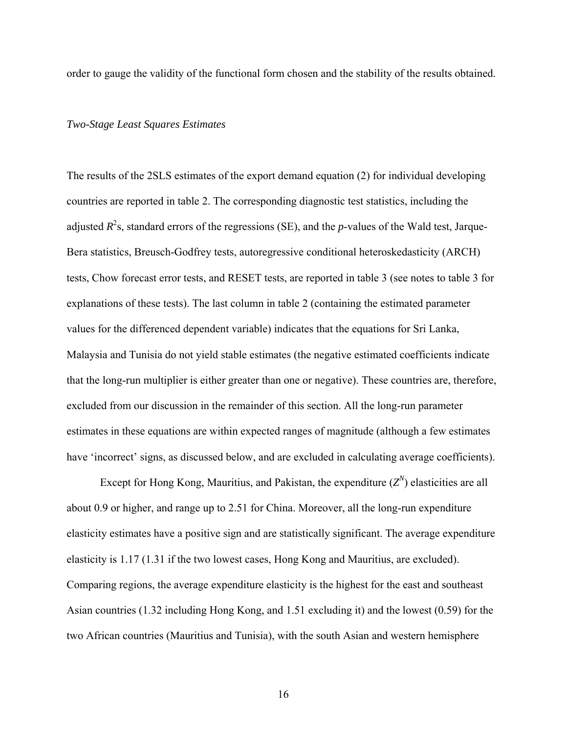order to gauge the validity of the functional form chosen and the stability of the results obtained.

*Two-Stage Least Squares Estimates*

The results of the 2SLS estimates of the export demand equation (2) for individual developing countries are reported in table 2. The corresponding diagnostic test statistics, including the adjusted $R^2$s, standard errors of the regressions (SE), and the *p*-values of the Wald test, Jarque-Bera statistics, Breusch-Godfrey tests, autoregressive conditional heteroskedasticity (ARCH) tests, Chow forecast error tests, and RESET tests, are reported in table 3 (see notes to table 3 for explanations of these tests). The last column in table 2 (containing the estimated parameter values for the differenced dependent variable) indicates that the equations for Sri Lanka, Malaysia and Tunisia do not yield stable estimates (the negative estimated coefficients indicate that the long-run multiplier is either greater than one or negative). These countries are, therefore, excluded from our discussion in the remainder of this section. All the long-run parameter estimates in these equations are within expected ranges of magnitude (although a few estimates have 'incorrect' signs, as discussed below, and are excluded in calculating average coefficients).

Except for Hong Kong, Mauritius, and Pakistan, the expenditure ($Z^N$) elasticities are all about 0.9 or higher, and range up to 2.51 for China. Moreover, all the long-run expenditure elasticity estimates have a positive sign and are statistically significant. The average expenditure elasticity is 1.17 (1.31 if the two lowest cases, Hong Kong and Mauritius, are excluded). Comparing regions, the average expenditure elasticity is the highest for the east and southeast Asian countries (1.32 including Hong Kong, and 1.51 excluding it) and the lowest (0.59) for the two African countries (Mauritius and Tunisia), with the south Asian and western hemisphere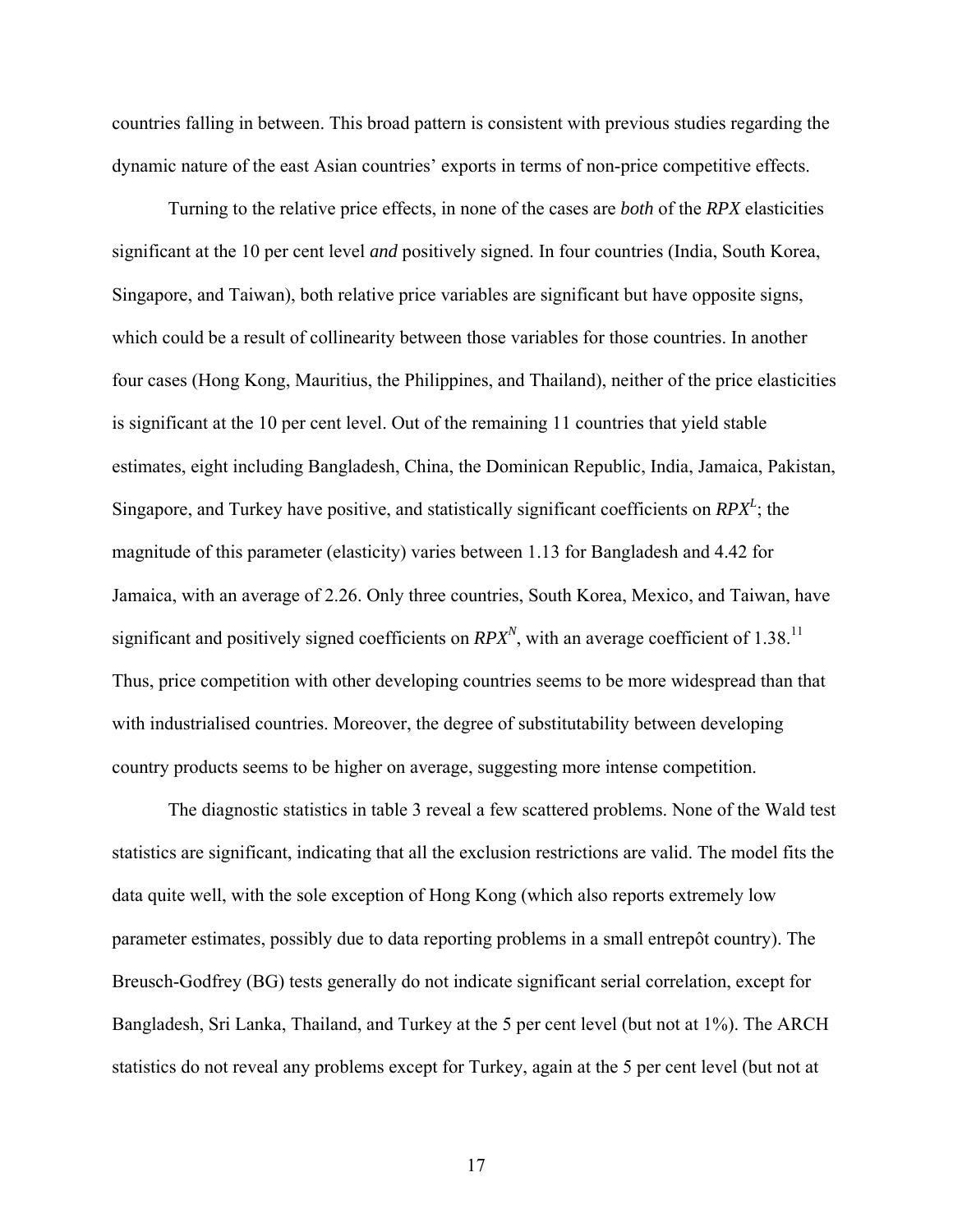countries falling in between. This broad pattern is consistent with previous studies regarding the dynamic nature of the east Asian countries' exports in terms of non-price competitive effects.

Turning to the relative price effects, in none of the cases are *both* of the ***RPX*** elasticities significant at the 10 per cent level *and* positively signed. In four countries (India, South Korea, Singapore, and Taiwan), both relative price variables are significant but have opposite signs, which could be a result of collinearity between those variables for those countries. In another four cases (Hong Kong, Mauritius, the Philippines, and Thailand), neither of the price elasticities is significant at the 10 per cent level. Out of the remaining 11 countries that yield stable estimates, eight including Bangladesh, China, the Dominican Republic, India, Jamaica, Pakistan, Singapore, and Turkey have positive, and statistically significant coefficients on $RPX^L$; the magnitude of this parameter (elasticity) varies between 1.13 for Bangladesh and 4.42 for Jamaica, with an average of 2.26. Only three countries, South Korea, Mexico, and Taiwan, have significant and positively signed coefficients on $RPX^N$, with an average coefficient of 1.38.[11] Thus, price competition with other developing countries seems to be more widespread than that with industrialised countries. Moreover, the degree of substitutability between developing country products seems to be higher on average, suggesting more intense competition.

The diagnostic statistics in table 3 reveal a few scattered problems. None of the Wald test statistics are significant, indicating that all the exclusion restrictions are valid. The model fits the data quite well, with the sole exception of Hong Kong (which also reports extremely low parameter estimates, possibly due to data reporting problems in a small entrepôt country). The Breusch-Godfrey (BG) tests generally do not indicate significant serial correlation, except for Bangladesh, Sri Lanka, Thailand, and Turkey at the 5 per cent level (but not at 1%). The ARCH statistics do not reveal any problems except for Turkey, again at the 5 per cent level (but not at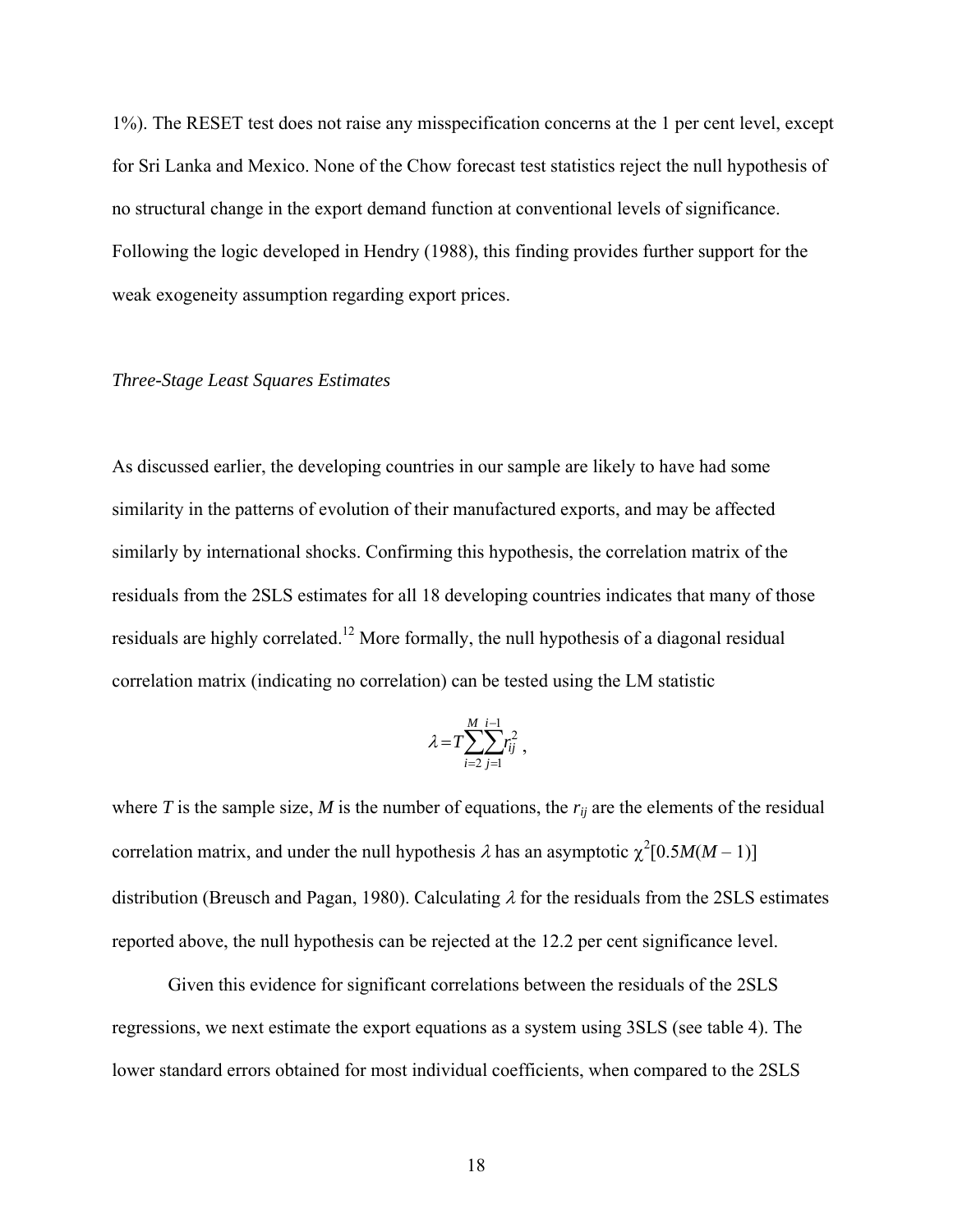1%). The RESET test does not raise any misspecification concerns at the 1 per cent level, except for Sri Lanka and Mexico. None of the Chow forecast test statistics reject the null hypothesis of no structural change in the export demand function at conventional levels of significance. Following the logic developed in Hendry (1988), this finding provides further support for the weak exogeneity assumption regarding export prices.

*Three-Stage Least Squares Estimates*

As discussed earlier, the developing countries in our sample are likely to have had some similarity in the patterns of evolution of their manufactured exports, and may be affected similarly by international shocks. Confirming this hypothesis, the correlation matrix of the residuals from the 2SLS estimates for all 18 developing countries indicates that many of those residuals are highly correlated.[12] More formally, the null hypothesis of a diagonal residual correlation matrix (indicating no correlation) can be tested using the LM statistic

$$\lambda = T\sum_{i=2}^{M}\sum_{j=1}^{i-1} r_{ij}^2 ,$$

where $T$ is the sample size, $M$ is the number of equations, the $r_{ij}$ are the elements of the residual correlation matrix, and under the null hypothesis $\lambda$ has an asymptotic $\chi^2[0.5M(M-1)]$ distribution (Breusch and Pagan, 1980). Calculating $\lambda$ for the residuals from the 2SLS estimates reported above, the null hypothesis can be rejected at the 12.2 per cent significance level.

Given this evidence for significant correlations between the residuals of the 2SLS regressions, we next estimate the export equations as a system using 3SLS (see table 4). The lower standard errors obtained for most individual coefficients, when compared to the 2SLS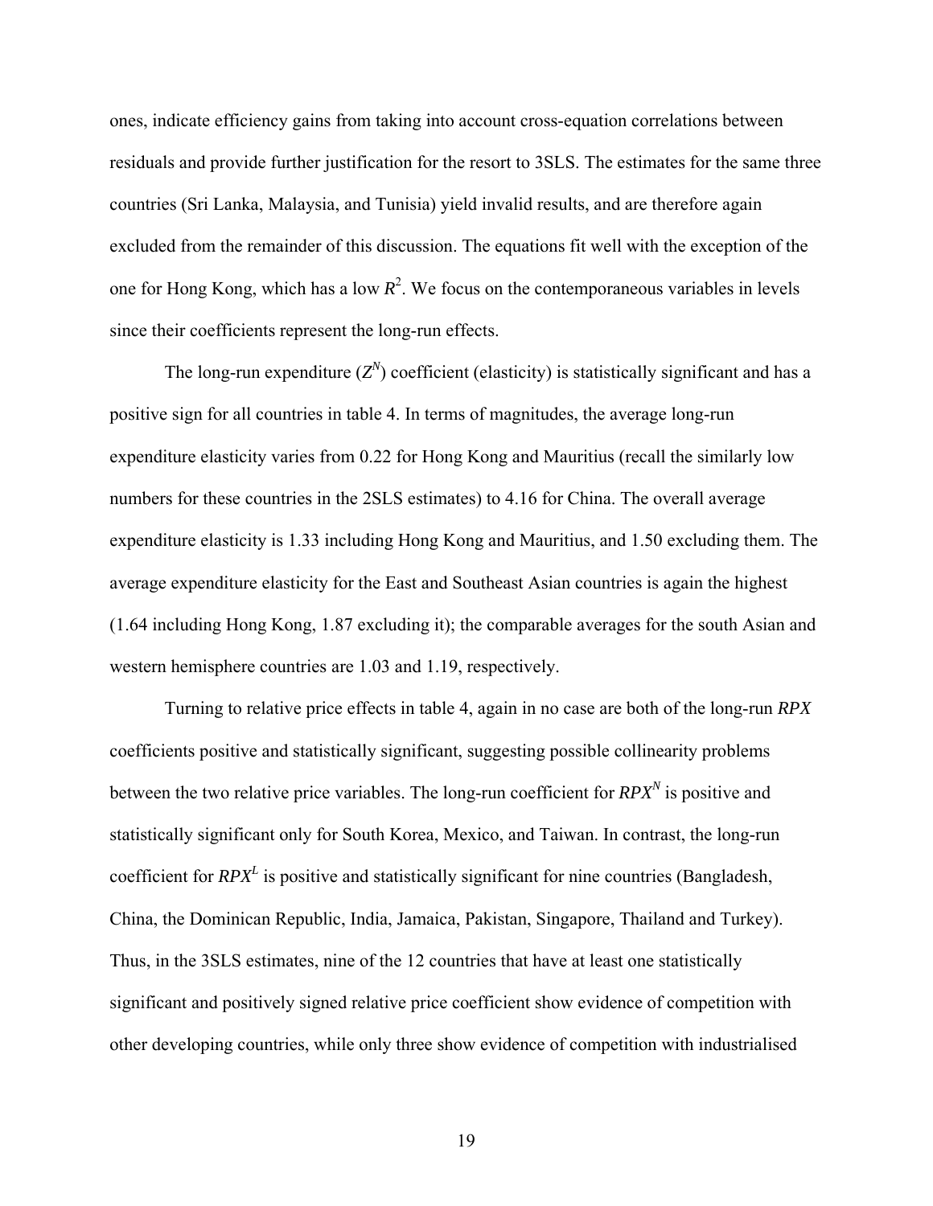ones, indicate efficiency gains from taking into account cross-equation correlations between residuals and provide further justification for the resort to 3SLS. The estimates for the same three countries (Sri Lanka, Malaysia, and Tunisia) yield invalid results, and are therefore again excluded from the remainder of this discussion. The equations fit well with the exception of the one for Hong Kong, which has a low $R^2$. We focus on the contemporaneous variables in levels since their coefficients represent the long-run effects.

The long-run expenditure ($Z^N$) coefficient (elasticity) is statistically significant and has a positive sign for all countries in table 4. In terms of magnitudes, the average long-run expenditure elasticity varies from 0.22 for Hong Kong and Mauritius (recall the similarly low numbers for these countries in the 2SLS estimates) to 4.16 for China. The overall average expenditure elasticity is 1.33 including Hong Kong and Mauritius, and 1.50 excluding them. The average expenditure elasticity for the East and Southeast Asian countries is again the highest (1.64 including Hong Kong, 1.87 excluding it); the comparable averages for the south Asian and western hemisphere countries are 1.03 and 1.19, respectively.

Turning to relative price effects in table 4, again in no case are both of the long-run *RPX* coefficients positive and statistically significant, suggesting possible collinearity problems between the two relative price variables. The long-run coefficient for $RPX^N$ is positive and statistically significant only for South Korea, Mexico, and Taiwan. In contrast, the long-run coefficient for $RPX^L$ is positive and statistically significant for nine countries (Bangladesh, China, the Dominican Republic, India, Jamaica, Pakistan, Singapore, Thailand and Turkey). Thus, in the 3SLS estimates, nine of the 12 countries that have at least one statistically significant and positively signed relative price coefficient show evidence of competition with other developing countries, while only three show evidence of competition with industrialised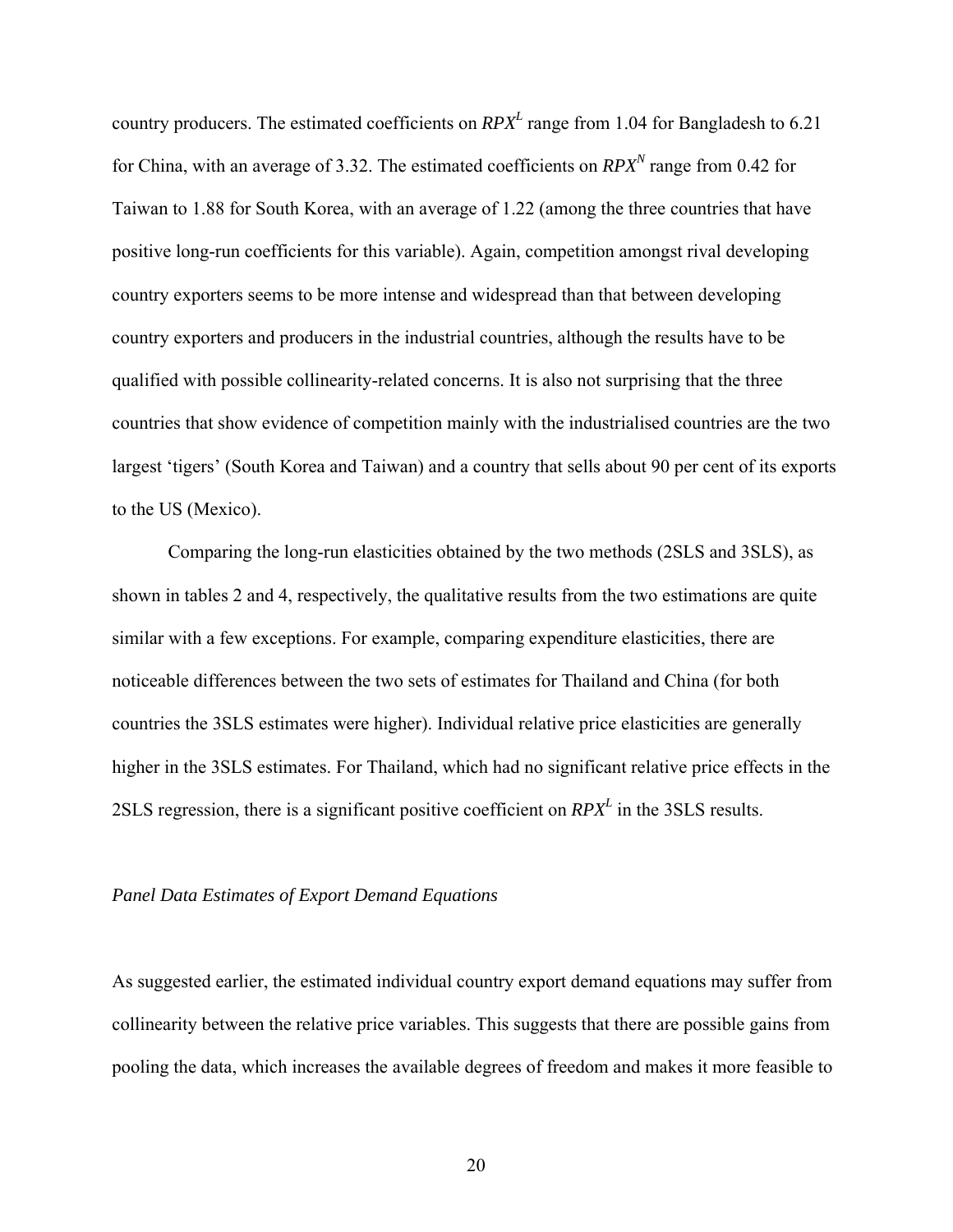country producers. The estimated coefficients on $RPX^L$ range from 1.04 for Bangladesh to 6.21 for China, with an average of 3.32. The estimated coefficients on $RPX^N$ range from 0.42 for Taiwan to 1.88 for South Korea, with an average of 1.22 (among the three countries that have positive long-run coefficients for this variable). Again, competition amongst rival developing country exporters seems to be more intense and widespread than that between developing country exporters and producers in the industrial countries, although the results have to be qualified with possible collinearity-related concerns. It is also not surprising that the three countries that show evidence of competition mainly with the industrialised countries are the two largest 'tigers' (South Korea and Taiwan) and a country that sells about 90 per cent of its exports to the US (Mexico).

Comparing the long-run elasticities obtained by the two methods (2SLS and 3SLS), as shown in tables 2 and 4, respectively, the qualitative results from the two estimations are quite similar with a few exceptions. For example, comparing expenditure elasticities, there are noticeable differences between the two sets of estimates for Thailand and China (for both countries the 3SLS estimates were higher). Individual relative price elasticities are generally higher in the 3SLS estimates. For Thailand, which had no significant relative price effects in the 2SLS regression, there is a significant positive coefficient on $RPX^L$ in the 3SLS results.

*Panel Data Estimates of Export Demand Equations*

As suggested earlier, the estimated individual country export demand equations may suffer from collinearity between the relative price variables. This suggests that there are possible gains from pooling the data, which increases the available degrees of freedom and makes it more feasible to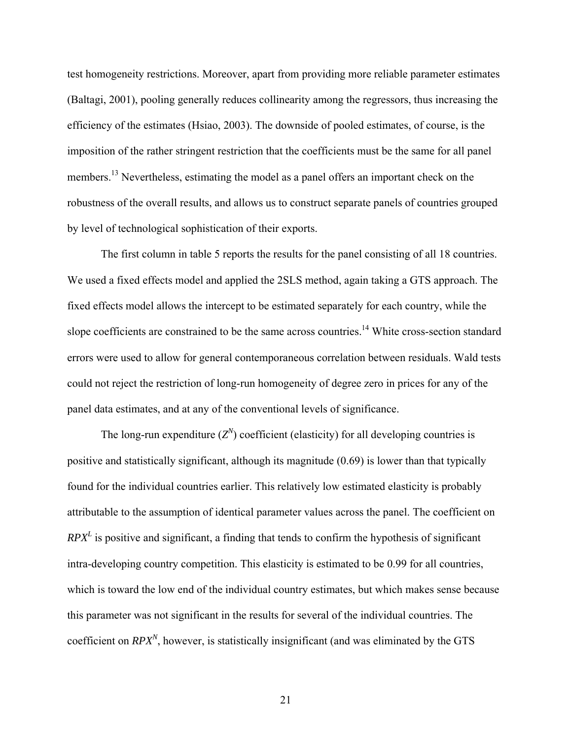test homogeneity restrictions. Moreover, apart from providing more reliable parameter estimates (Baltagi, 2001), pooling generally reduces collinearity among the regressors, thus increasing the efficiency of the estimates (Hsiao, 2003). The downside of pooled estimates, of course, is the imposition of the rather stringent restriction that the coefficients must be the same for all panel members.[13] Nevertheless, estimating the model as a panel offers an important check on the robustness of the overall results, and allows us to construct separate panels of countries grouped by level of technological sophistication of their exports.

The first column in table 5 reports the results for the panel consisting of all 18 countries. We used a fixed effects model and applied the 2SLS method, again taking a GTS approach. The fixed effects model allows the intercept to be estimated separately for each country, while the slope coefficients are constrained to be the same across countries.[14] White cross-section standard errors were used to allow for general contemporaneous correlation between residuals. Wald tests could not reject the restriction of long-run homogeneity of degree zero in prices for any of the panel data estimates, and at any of the conventional levels of significance.

The long-run expenditure ($Z^N$) coefficient (elasticity) for all developing countries is positive and statistically significant, although its magnitude (0.69) is lower than that typically found for the individual countries earlier. This relatively low estimated elasticity is probably attributable to the assumption of identical parameter values across the panel. The coefficient on $RPX^L$ is positive and significant, a finding that tends to confirm the hypothesis of significant intra-developing country competition. This elasticity is estimated to be 0.99 for all countries, which is toward the low end of the individual country estimates, but which makes sense because this parameter was not significant in the results for several of the individual countries. The coefficient on $RPX^N$, however, is statistically insignificant (and was eliminated by the GTS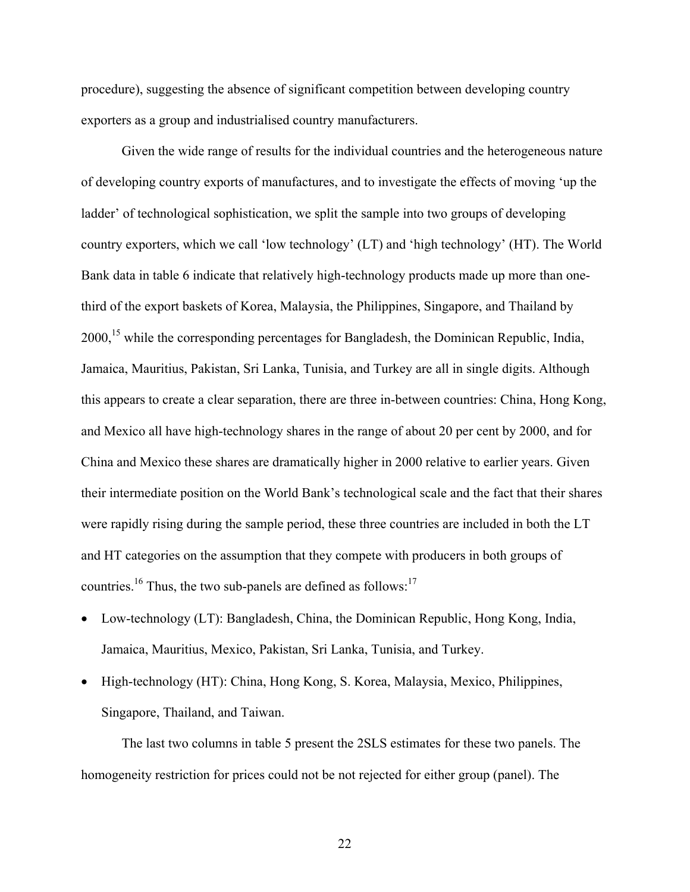procedure), suggesting the absence of significant competition between developing country exporters as a group and industrialised country manufacturers.

Given the wide range of results for the individual countries and the heterogeneous nature of developing country exports of manufactures, and to investigate the effects of moving 'up the ladder' of technological sophistication, we split the sample into two groups of developing country exporters, which we call 'low technology' (LT) and 'high technology' (HT). The World Bank data in table 6 indicate that relatively high-technology products made up more than one-third of the export baskets of Korea, Malaysia, the Philippines, Singapore, and Thailand by 2000,[15] while the corresponding percentages for Bangladesh, the Dominican Republic, India, Jamaica, Mauritius, Pakistan, Sri Lanka, Tunisia, and Turkey are all in single digits. Although this appears to create a clear separation, there are three in-between countries: China, Hong Kong, and Mexico all have high-technology shares in the range of about 20 per cent by 2000, and for China and Mexico these shares are dramatically higher in 2000 relative to earlier years. Given their intermediate position on the World Bank's technological scale and the fact that their shares were rapidly rising during the sample period, these three countries are included in both the LT and HT categories on the assumption that they compete with producers in both groups of countries.[16] Thus, the two sub-panels are defined as follows:[17]

- Low-technology (LT): Bangladesh, China, the Dominican Republic, Hong Kong, India, Jamaica, Mauritius, Mexico, Pakistan, Sri Lanka, Tunisia, and Turkey.
- High-technology (HT): China, Hong Kong, S. Korea, Malaysia, Mexico, Philippines, Singapore, Thailand, and Taiwan.

The last two columns in table 5 present the 2SLS estimates for these two panels. The homogeneity restriction for prices could not be not rejected for either group (panel). The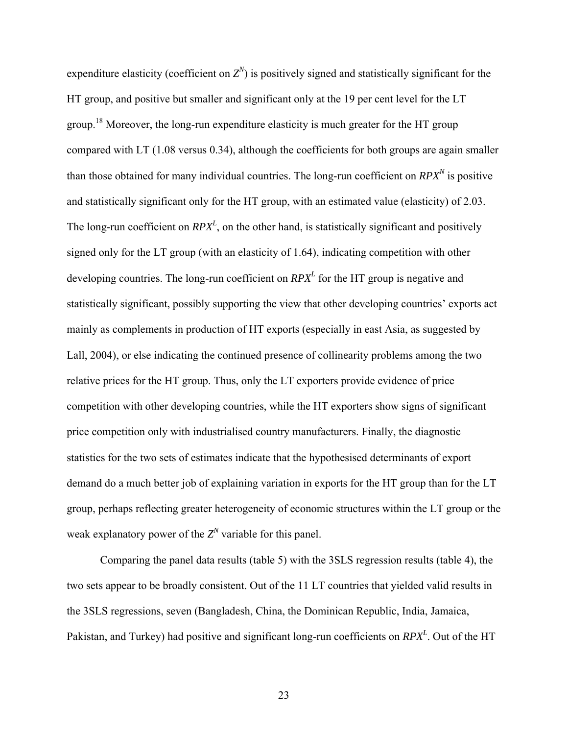expenditure elasticity (coefficient on $Z^N$) is positively signed and statistically significant for the HT group, and positive but smaller and significant only at the 19 per cent level for the LT group.[18] Moreover, the long-run expenditure elasticity is much greater for the HT group compared with LT (1.08 versus 0.34), although the coefficients for both groups are again smaller than those obtained for many individual countries. The long-run coefficient on $RPX^N$ is positive and statistically significant only for the HT group, with an estimated value (elasticity) of 2.03. The long-run coefficient on $RPX^L$, on the other hand, is statistically significant and positively signed only for the LT group (with an elasticity of 1.64), indicating competition with other developing countries. The long-run coefficient on $RPX^L$ for the HT group is negative and statistically significant, possibly supporting the view that other developing countries' exports act mainly as complements in production of HT exports (especially in east Asia, as suggested by Lall, 2004), or else indicating the continued presence of collinearity problems among the two relative prices for the HT group. Thus, only the LT exporters provide evidence of price competition with other developing countries, while the HT exporters show signs of significant price competition only with industrialised country manufacturers. Finally, the diagnostic statistics for the two sets of estimates indicate that the hypothesised determinants of export demand do a much better job of explaining variation in exports for the HT group than for the LT group, perhaps reflecting greater heterogeneity of economic structures within the LT group or the weak explanatory power of the $Z^N$ variable for this panel.

Comparing the panel data results (table 5) with the 3SLS regression results (table 4), the two sets appear to be broadly consistent. Out of the 11 LT countries that yielded valid results in the 3SLS regressions, seven (Bangladesh, China, the Dominican Republic, India, Jamaica, Pakistan, and Turkey) had positive and significant long-run coefficients on $RPX^L$. Out of the HT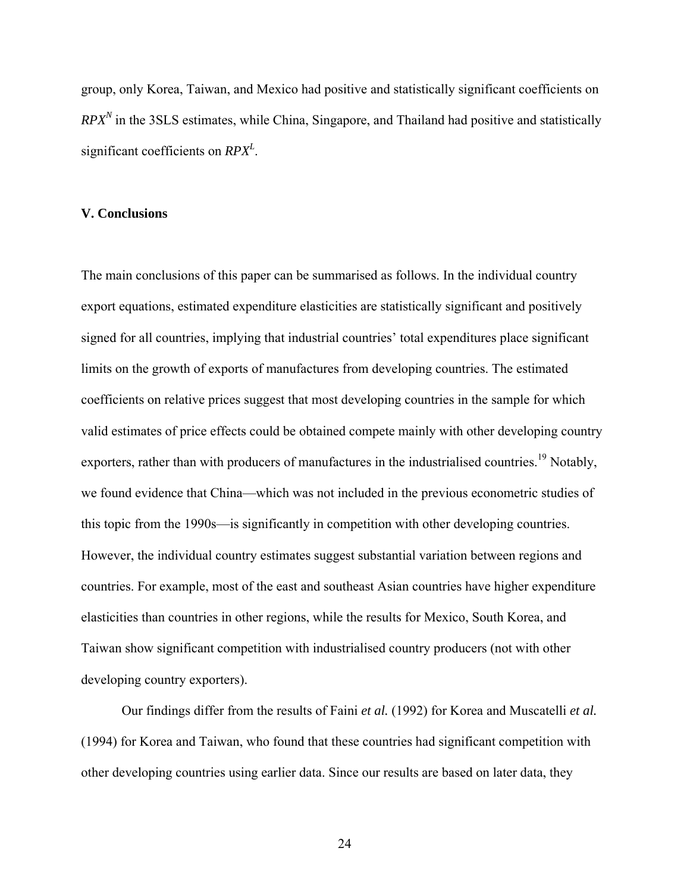group, only Korea, Taiwan, and Mexico had positive and statistically significant coefficients on $RPX^N$ in the 3SLS estimates, while China, Singapore, and Thailand had positive and statistically significant coefficients on $RPX^L$.

## V. Conclusions

The main conclusions of this paper can be summarised as follows. In the individual country export equations, estimated expenditure elasticities are statistically significant and positively signed for all countries, implying that industrial countries' total expenditures place significant limits on the growth of exports of manufactures from developing countries. The estimated coefficients on relative prices suggest that most developing countries in the sample for which valid estimates of price effects could be obtained compete mainly with other developing country exporters, rather than with producers of manufactures in the industrialised countries.[19] Notably, we found evidence that China—which was not included in the previous econometric studies of this topic from the 1990s—is significantly in competition with other developing countries. However, the individual country estimates suggest substantial variation between regions and countries. For example, most of the east and southeast Asian countries have higher expenditure elasticities than countries in other regions, while the results for Mexico, South Korea, and Taiwan show significant competition with industrialised country producers (not with other developing country exporters).

Our findings differ from the results of Faini *et al.* (1992) for Korea and Muscatelli *et al.* (1994) for Korea and Taiwan, who found that these countries had significant competition with other developing countries using earlier data. Since our results are based on later data, they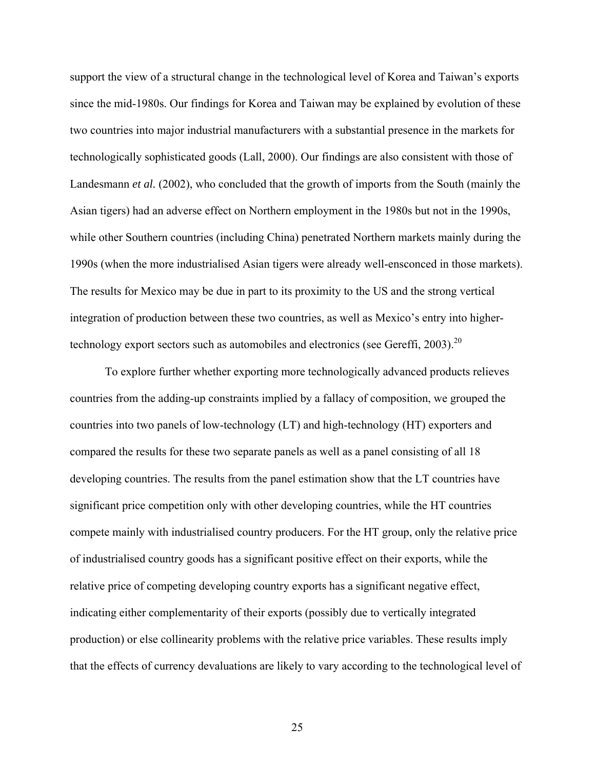support the view of a structural change in the technological level of Korea and Taiwan's exports since the mid-1980s. Our findings for Korea and Taiwan may be explained by evolution of these two countries into major industrial manufacturers with a substantial presence in the markets for technologically sophisticated goods (Lall, 2000). Our findings are also consistent with those of Landesmann *et al.* (2002), who concluded that the growth of imports from the South (mainly the Asian tigers) had an adverse effect on Northern employment in the 1980s but not in the 1990s, while other Southern countries (including China) penetrated Northern markets mainly during the 1990s (when the more industrialised Asian tigers were already well-ensconced in those markets). The results for Mexico may be due in part to its proximity to the US and the strong vertical integration of production between these two countries, as well as Mexico's entry into higher-technology export sectors such as automobiles and electronics (see Gereffi, 2003).[20]

To explore further whether exporting more technologically advanced products relieves countries from the adding-up constraints implied by a fallacy of composition, we grouped the countries into two panels of low-technology (LT) and high-technology (HT) exporters and compared the results for these two separate panels as well as a panel consisting of all 18 developing countries. The results from the panel estimation show that the LT countries have significant price competition only with other developing countries, while the HT countries compete mainly with industrialised country producers. For the HT group, only the relative price of industrialised country goods has a significant positive effect on their exports, while the relative price of competing developing country exports has a significant negative effect, indicating either complementarity of their exports (possibly due to vertically integrated production) or else collinearity problems with the relative price variables. These results imply that the effects of currency devaluations are likely to vary according to the technological level of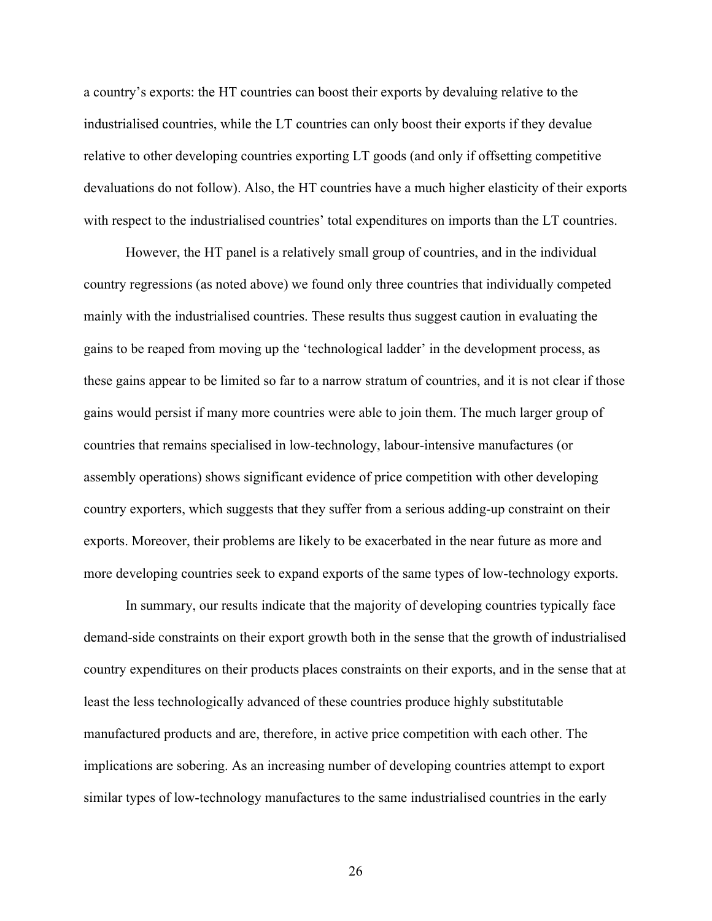a country's exports: the HT countries can boost their exports by devaluing relative to the industrialised countries, while the LT countries can only boost their exports if they devalue relative to other developing countries exporting LT goods (and only if offsetting competitive devaluations do not follow). Also, the HT countries have a much higher elasticity of their exports with respect to the industrialised countries' total expenditures on imports than the LT countries.

However, the HT panel is a relatively small group of countries, and in the individual country regressions (as noted above) we found only three countries that individually competed mainly with the industrialised countries. These results thus suggest caution in evaluating the gains to be reaped from moving up the 'technological ladder' in the development process, as these gains appear to be limited so far to a narrow stratum of countries, and it is not clear if those gains would persist if many more countries were able to join them. The much larger group of countries that remains specialised in low-technology, labour-intensive manufactures (or assembly operations) shows significant evidence of price competition with other developing country exporters, which suggests that they suffer from a serious adding-up constraint on their exports. Moreover, their problems are likely to be exacerbated in the near future as more and more developing countries seek to expand exports of the same types of low-technology exports.

In summary, our results indicate that the majority of developing countries typically face demand-side constraints on their export growth both in the sense that the growth of industrialised country expenditures on their products places constraints on their exports, and in the sense that at least the less technologically advanced of these countries produce highly substitutable manufactured products and are, therefore, in active price competition with each other. The implications are sobering. As an increasing number of developing countries attempt to export similar types of low-technology manufactures to the same industrialised countries in the early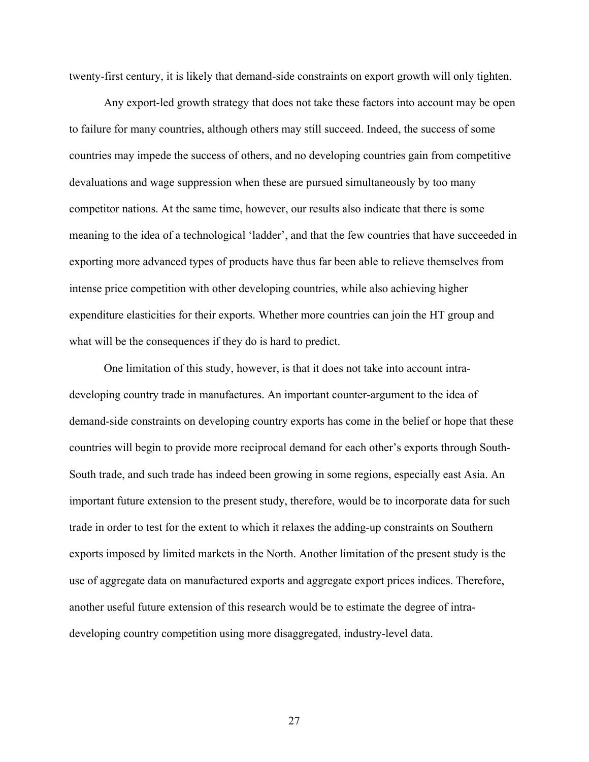twenty-first century, it is likely that demand-side constraints on export growth will only tighten.

Any export-led growth strategy that does not take these factors into account may be open to failure for many countries, although others may still succeed. Indeed, the success of some countries may impede the success of others, and no developing countries gain from competitive devaluations and wage suppression when these are pursued simultaneously by too many competitor nations. At the same time, however, our results also indicate that there is some meaning to the idea of a technological 'ladder', and that the few countries that have succeeded in exporting more advanced types of products have thus far been able to relieve themselves from intense price competition with other developing countries, while also achieving higher expenditure elasticities for their exports. Whether more countries can join the HT group and what will be the consequences if they do is hard to predict.

One limitation of this study, however, is that it does not take into account intra-developing country trade in manufactures. An important counter-argument to the idea of demand-side constraints on developing country exports has come in the belief or hope that these countries will begin to provide more reciprocal demand for each other's exports through South-South trade, and such trade has indeed been growing in some regions, especially east Asia. An important future extension to the present study, therefore, would be to incorporate data for such trade in order to test for the extent to which it relaxes the adding-up constraints on Southern exports imposed by limited markets in the North. Another limitation of the present study is the use of aggregate data on manufactured exports and aggregate export prices indices. Therefore, another useful future extension of this research would be to estimate the degree of intra-developing country competition using more disaggregated, industry-level data.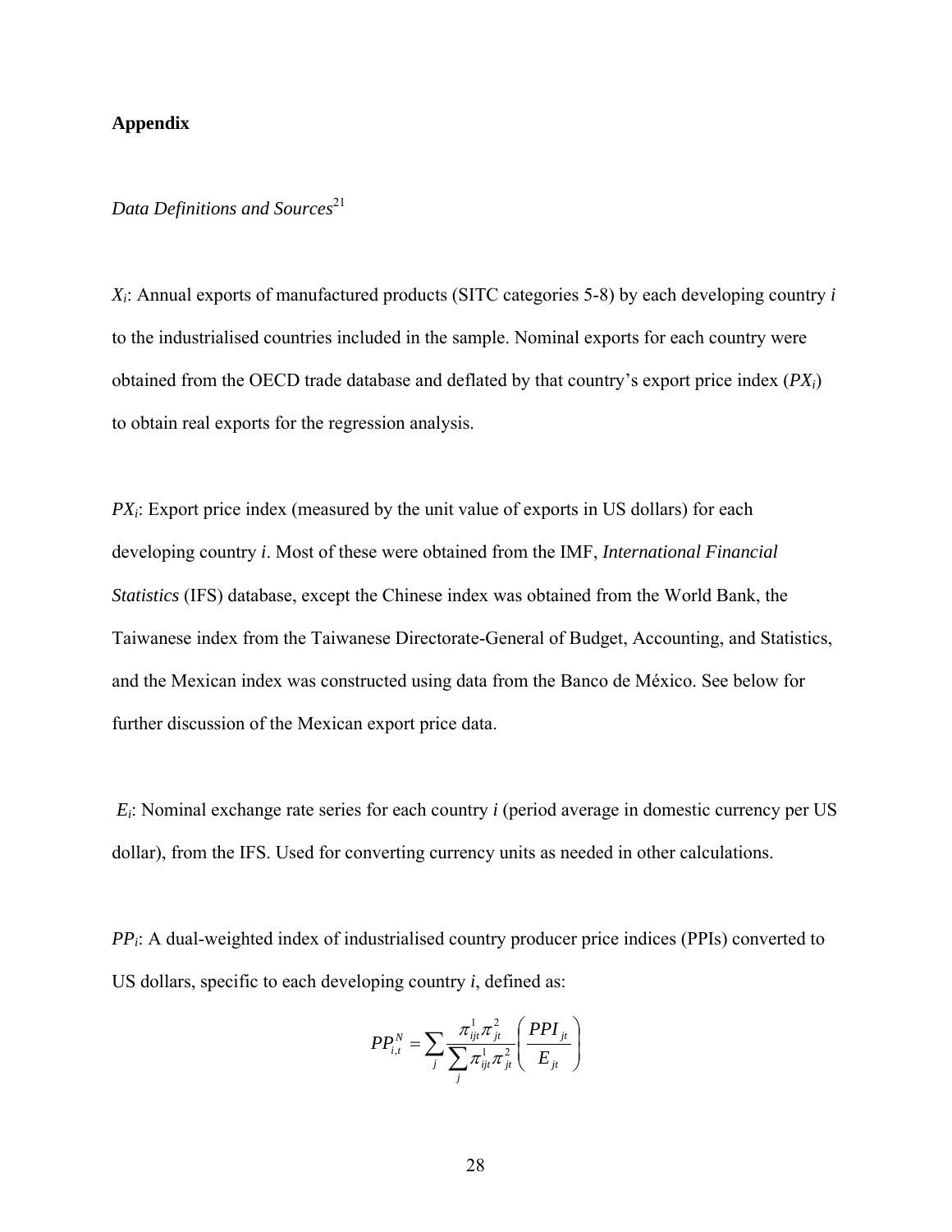**Appendix**

*Data Definitions and Sources*[21]

$X_i$: Annual exports of manufactured products (SITC categories 5-8) by each developing country *i* to the industrialised countries included in the sample. Nominal exports for each country were obtained from the OECD trade database and deflated by that country's export price index ($PX_i$) to obtain real exports for the regression analysis.

$PX_i$: Export price index (measured by the unit value of exports in US dollars) for each developing country *i*. Most of these were obtained from the IMF, *International Financial Statistics* (IFS) database, except the Chinese index was obtained from the World Bank, the Taiwanese index from the Taiwanese Directorate-General of Budget, Accounting, and Statistics, and the Mexican index was constructed using data from the Banco de México. See below for further discussion of the Mexican export price data.

$E_i$: Nominal exchange rate series for each country *i* (period average in domestic currency per US dollar), from the IFS. Used for converting currency units as needed in other calculations.

$PP_i$: A dual-weighted index of industrialised country producer price indices (PPIs) converted to US dollars, specific to each developing country *i*, defined as:

$$PP_{i,t}^{N} = \sum_{j} \frac{\pi_{ijt}^{1} \pi_{jt}^{2}}{\sum_{j} \pi_{ijt}^{1} \pi_{jt}^{2}} \left( \frac{PPI_{jt}}{E_{jt}} \right)$$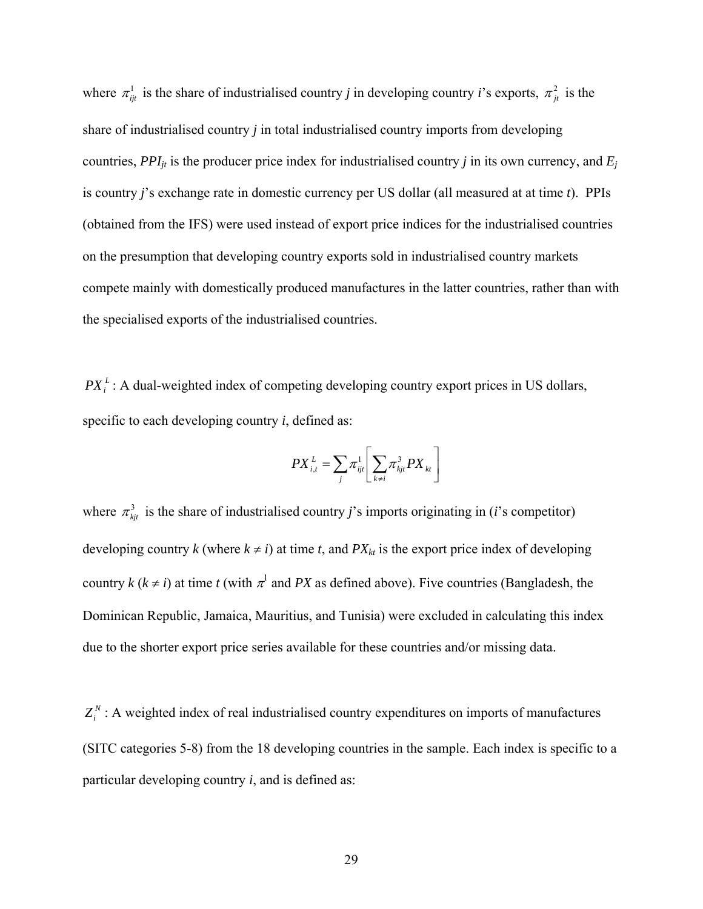where $\pi^1_{ijt}$ is the share of industrialised country *j* in developing country *i*'s exports, $\pi^2_{jt}$ is the share of industrialised country *j* in total industrialised country imports from developing countries, $PPI_{jt}$ is the producer price index for industrialised country *j* in its own currency, and $E_j$ is country *j*'s exchange rate in domestic currency per US dollar (all measured at at time *t*). PPIs (obtained from the IFS) were used instead of export price indices for the industrialised countries on the presumption that developing country exports sold in industrialised country markets compete mainly with domestically produced manufactures in the latter countries, rather than with the specialised exports of the industrialised countries.

$PX^L_i$ : A dual-weighted index of competing developing country export prices in US dollars, specific to each developing country *i*, defined as:

$$PX^L_{i,t} = \sum_j \pi^1_{ijt} \left[ \sum_{k \neq i} \pi^3_{kjt} PX_{kt} \right]$$

where $\pi^3_{kjt}$ is the share of industrialised country *j*'s imports originating in (*i*'s competitor) developing country *k* (where $k \neq i$) at time *t*, and $PX_{kt}$ is the export price index of developing country *k* ($k \neq i$) at time *t* (with $\pi^1$ and *PX* as defined above). Five countries (Bangladesh, the Dominican Republic, Jamaica, Mauritius, and Tunisia) were excluded in calculating this index due to the shorter export price series available for these countries and/or missing data.

$Z^N_i$ : A weighted index of real industrialised country expenditures on imports of manufactures (SITC categories 5-8) from the 18 developing countries in the sample. Each index is specific to a particular developing country *i*, and is defined as: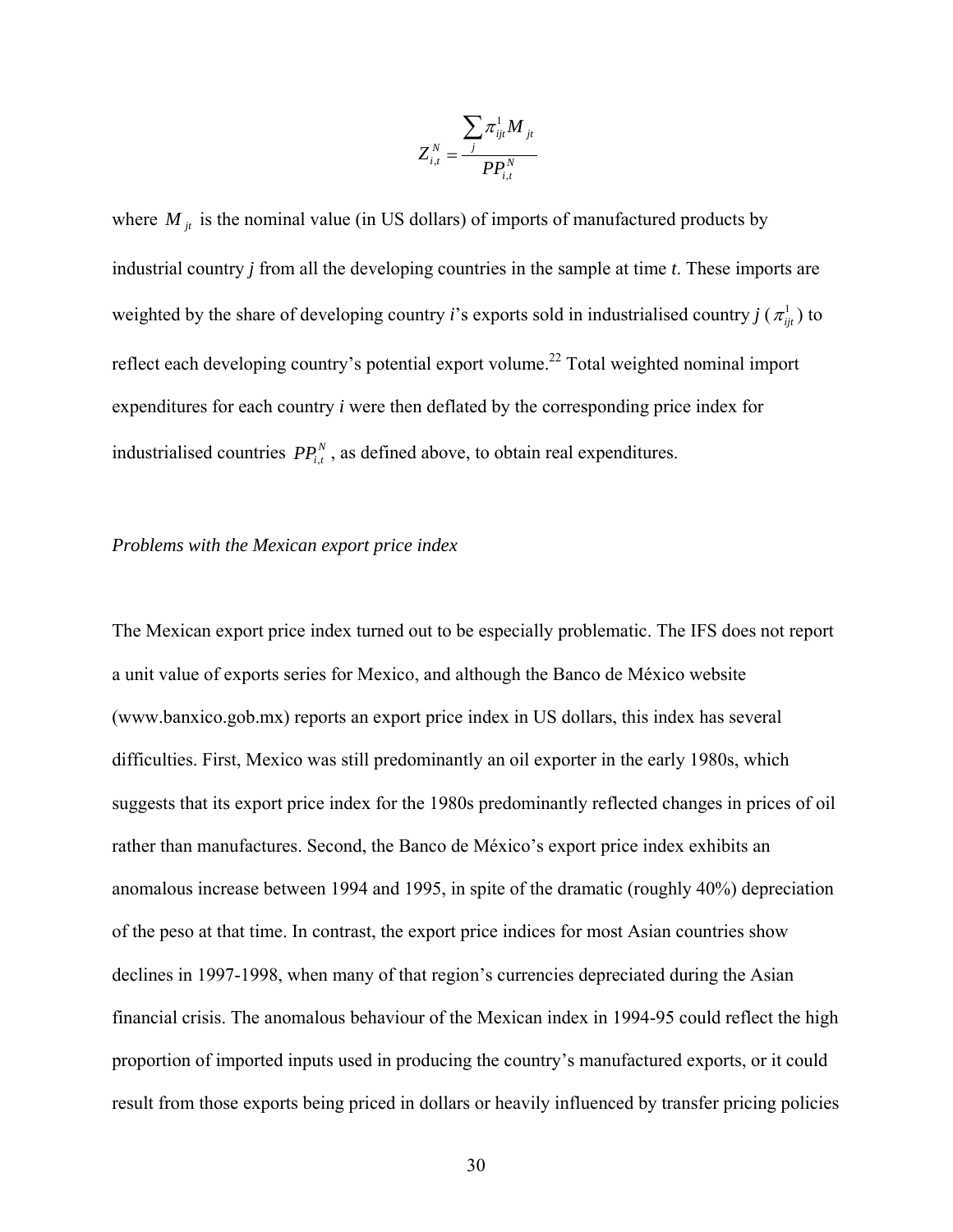$$Z_{i,t}^{N} = \frac{\sum_{j} \pi_{ijt}^{1} M_{jt}}{PP_{i,t}^{N}}$$

where $M_{jt}$ is the nominal value (in US dollars) of imports of manufactured products by industrial country *j* from all the developing countries in the sample at time *t*. These imports are weighted by the share of developing country *i*'s exports sold in industrialised country *j* ($\pi_{ijt}^{1}$) to reflect each developing country's potential export volume.[22] Total weighted nominal import expenditures for each country *i* were then deflated by the corresponding price index for industrialised countries $PP_{i,t}^{N}$, as defined above, to obtain real expenditures.

*Problems with the Mexican export price index*

The Mexican export price index turned out to be especially problematic. The IFS does not report a unit value of exports series for Mexico, and although the Banco de México website (www.banxico.gob.mx) reports an export price index in US dollars, this index has several difficulties. First, Mexico was still predominantly an oil exporter in the early 1980s, which suggests that its export price index for the 1980s predominantly reflected changes in prices of oil rather than manufactures. Second, the Banco de México's export price index exhibits an anomalous increase between 1994 and 1995, in spite of the dramatic (roughly 40%) depreciation of the peso at that time. In contrast, the export price indices for most Asian countries show declines in 1997-1998, when many of that region's currencies depreciated during the Asian financial crisis. The anomalous behaviour of the Mexican index in 1994-95 could reflect the high proportion of imported inputs used in producing the country's manufactured exports, or it could result from those exports being priced in dollars or heavily influenced by transfer pricing policies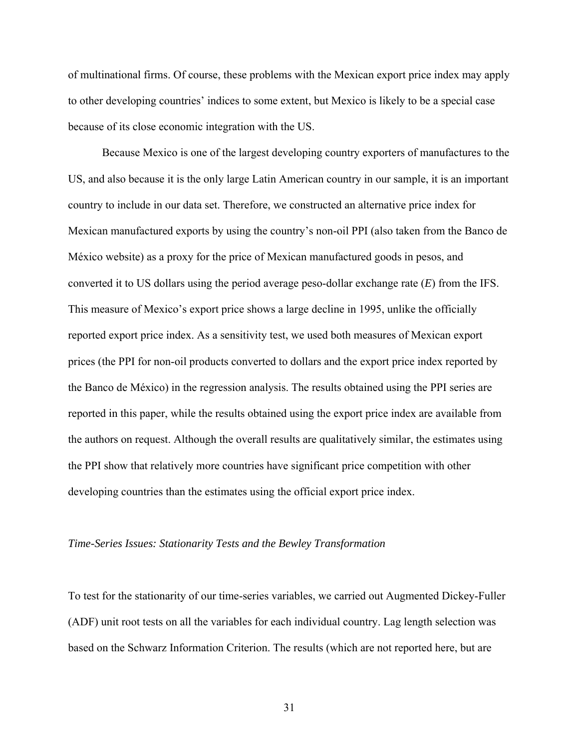of multinational firms. Of course, these problems with the Mexican export price index may apply to other developing countries' indices to some extent, but Mexico is likely to be a special case because of its close economic integration with the US.

Because Mexico is one of the largest developing country exporters of manufactures to the US, and also because it is the only large Latin American country in our sample, it is an important country to include in our data set. Therefore, we constructed an alternative price index for Mexican manufactured exports by using the country's non-oil PPI (also taken from the Banco de México website) as a proxy for the price of Mexican manufactured goods in pesos, and converted it to US dollars using the period average peso-dollar exchange rate ($E$) from the IFS. This measure of Mexico's export price shows a large decline in 1995, unlike the officially reported export price index. As a sensitivity test, we used both measures of Mexican export prices (the PPI for non-oil products converted to dollars and the export price index reported by the Banco de México) in the regression analysis. The results obtained using the PPI series are reported in this paper, while the results obtained using the export price index are available from the authors on request. Although the overall results are qualitatively similar, the estimates using the PPI show that relatively more countries have significant price competition with other developing countries than the estimates using the official export price index.

### *Time-Series Issues: Stationarity Tests and the Bewley Transformation*

To test for the stationarity of our time-series variables, we carried out Augmented Dickey-Fuller (ADF) unit root tests on all the variables for each individual country. Lag length selection was based on the Schwarz Information Criterion. The results (which are not reported here, but are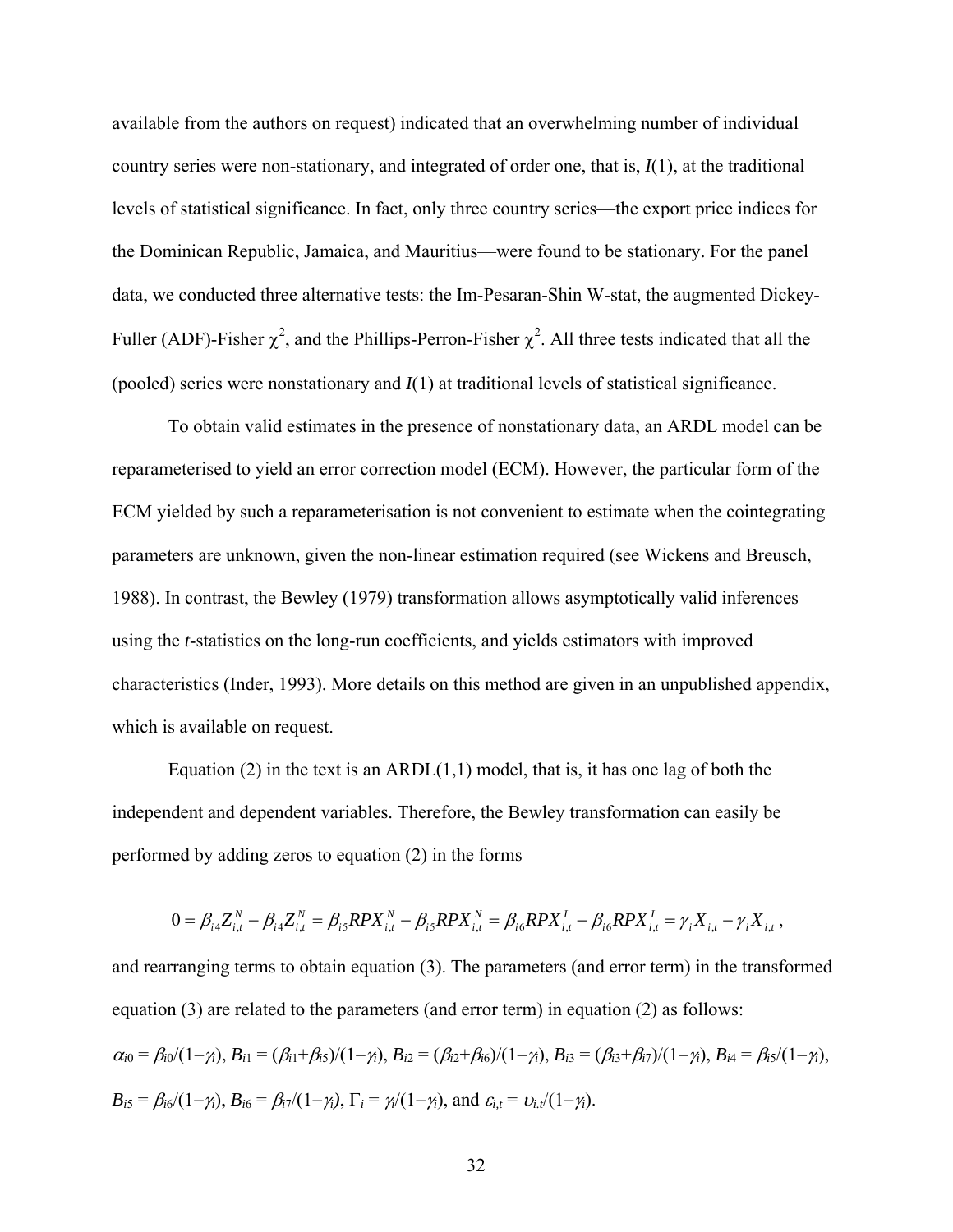available from the authors on request) indicated that an overwhelming number of individual country series were non-stationary, and integrated of order one, that is, $I(1)$, at the traditional levels of statistical significance. In fact, only three country series—the export price indices for the Dominican Republic, Jamaica, and Mauritius—were found to be stationary. For the panel data, we conducted three alternative tests: the Im-Pesaran-Shin W-stat, the augmented Dickey-Fuller (ADF)-Fisher $\chi^2$, and the Phillips-Perron-Fisher $\chi^2$. All three tests indicated that all the (pooled) series were nonstationary and $I(1)$ at traditional levels of statistical significance.

To obtain valid estimates in the presence of nonstationary data, an ARDL model can be reparameterised to yield an error correction model (ECM). However, the particular form of the ECM yielded by such a reparameterisation is not convenient to estimate when the cointegrating parameters are unknown, given the non-linear estimation required (see Wickens and Breusch, 1988). In contrast, the Bewley (1979) transformation allows asymptotically valid inferences using the *t*-statistics on the long-run coefficients, and yields estimators with improved characteristics (Inder, 1993). More details on this method are given in an unpublished appendix, which is available on request.

Equation (2) in the text is an ARDL(1,1) model, that is, it has one lag of both the independent and dependent variables. Therefore, the Bewley transformation can easily be performed by adding zeros to equation (2) in the forms

$$0 = \beta_{i4} Z_{i,t}^{N} - \beta_{i4} Z_{i,t}^{N} = \beta_{i5} RPX_{i,t}^{N} - \beta_{i5} RPX_{i,t}^{N} = \beta_{i6} RPX_{i,t}^{L} - \beta_{i6} RPX_{i,t}^{L} = \gamma_i X_{i,t} - \gamma_i X_{i,t} \,,$$

and rearranging terms to obtain equation (3). The parameters (and error term) in the transformed equation (3) are related to the parameters (and error term) in equation (2) as follows: $\alpha_{i0} = \beta_{i0}/(1-\gamma_i)$, $B_{i1} = (\beta_{i1}+\beta_{i5})/(1-\gamma_i)$, $B_{i2} = (\beta_{i2}+\beta_{i6})/(1-\gamma_i)$, $B_{i3} = (\beta_{i3}+\beta_{i7})/(1-\gamma_i)$, $B_{i4} = \beta_{i5}/(1-\gamma_i)$, $B_{i5} = \beta_{i6}/(1-\gamma_i)$, $B_{i6} = \beta_{i7}/(1-\gamma_i)$, $\Gamma_i = \gamma_i/(1-\gamma_i)$, and $\varepsilon_{i,t} = \upsilon_{i,t}/(1-\gamma_i)$.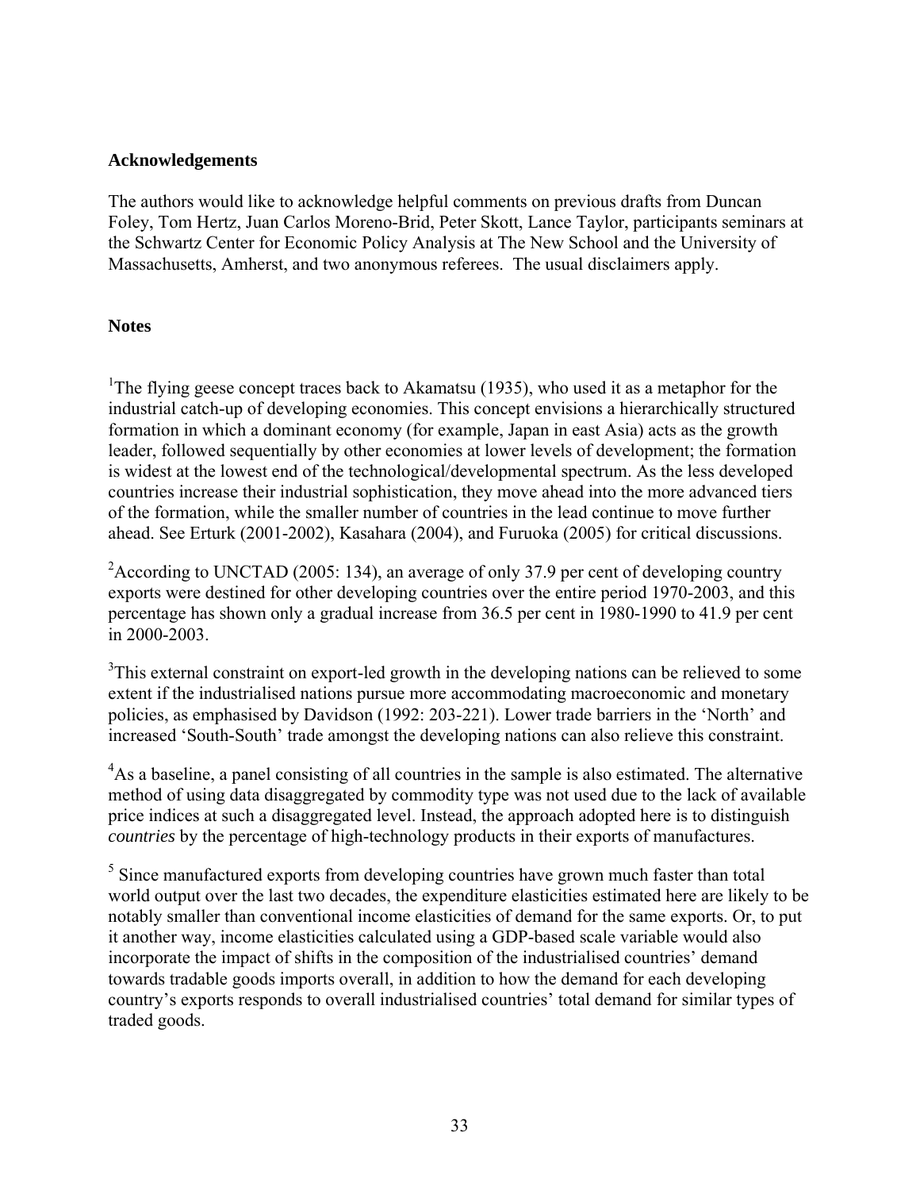**Acknowledgements**

The authors would like to acknowledge helpful comments on previous drafts from Duncan Foley, Tom Hertz, Juan Carlos Moreno-Brid, Peter Skott, Lance Taylor, participants seminars at the Schwartz Center for Economic Policy Analysis at The New School and the University of Massachusetts, Amherst, and two anonymous referees. The usual disclaimers apply.

**Notes**

[1]The flying geese concept traces back to Akamatsu (1935), who used it as a metaphor for the industrial catch-up of developing economies. This concept envisions a hierarchically structured formation in which a dominant economy (for example, Japan in east Asia) acts as the growth leader, followed sequentially by other economies at lower levels of development; the formation is widest at the lowest end of the technological/developmental spectrum. As the less developed countries increase their industrial sophistication, they move ahead into the more advanced tiers of the formation, while the smaller number of countries in the lead continue to move further ahead. See Erturk (2001-2002), Kasahara (2004), and Furuoka (2005) for critical discussions.

[2]According to UNCTAD (2005: 134), an average of only 37.9 per cent of developing country exports were destined for other developing countries over the entire period 1970-2003, and this percentage has shown only a gradual increase from 36.5 per cent in 1980-1990 to 41.9 per cent in 2000-2003.

[3]This external constraint on export-led growth in the developing nations can be relieved to some extent if the industrialised nations pursue more accommodating macroeconomic and monetary policies, as emphasised by Davidson (1992: 203-221). Lower trade barriers in the 'North' and increased 'South-South' trade amongst the developing nations can also relieve this constraint.

[4]As a baseline, a panel consisting of all countries in the sample is also estimated. The alternative method of using data disaggregated by commodity type was not used due to the lack of available price indices at such a disaggregated level. Instead, the approach adopted here is to distinguish *countries* by the percentage of high-technology products in their exports of manufactures.

[5] Since manufactured exports from developing countries have grown much faster than total world output over the last two decades, the expenditure elasticities estimated here are likely to be notably smaller than conventional income elasticities of demand for the same exports. Or, to put it another way, income elasticities calculated using a GDP-based scale variable would also incorporate the impact of shifts in the composition of the industrialised countries' demand towards tradable goods imports overall, in addition to how the demand for each developing country's exports responds to overall industrialised countries' total demand for similar types of traded goods.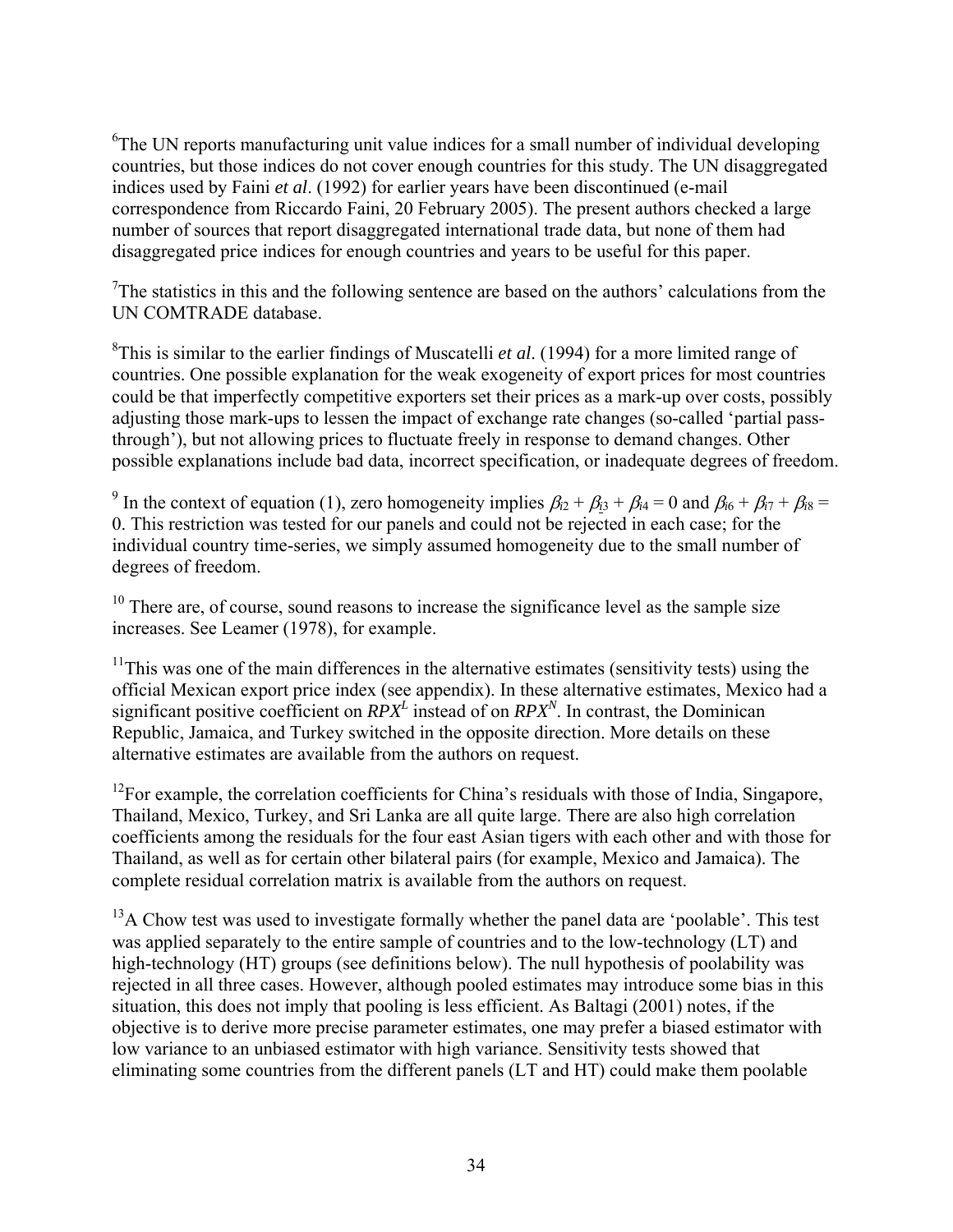[6]The UN reports manufacturing unit value indices for a small number of individual developing countries, but those indices do not cover enough countries for this study. The UN disaggregated indices used by Faini *et al*. (1992) for earlier years have been discontinued (e-mail correspondence from Riccardo Faini, 20 February 2005). The present authors checked a large number of sources that report disaggregated international trade data, but none of them had disaggregated price indices for enough countries and years to be useful for this paper.

[7]The statistics in this and the following sentence are based on the authors' calculations from the UN COMTRADE database.

[8]This is similar to the earlier findings of Muscatelli *et al*. (1994) for a more limited range of countries. One possible explanation for the weak exogeneity of export prices for most countries could be that imperfectly competitive exporters set their prices as a mark-up over costs, possibly adjusting those mark-ups to lessen the impact of exchange rate changes (so-called 'partial pass-through'), but not allowing prices to fluctuate freely in response to demand changes. Other possible explanations include bad data, incorrect specification, or inadequate degrees of freedom.

[9] In the context of equation (1), zero homogeneity implies $\beta_{i2} + \beta_{i3} + \beta_{i4} = 0$ and $\beta_{i6} + \beta_{i7} + \beta_{i8} = 0$. This restriction was tested for our panels and could not be rejected in each case; for the individual country time-series, we simply assumed homogeneity due to the small number of degrees of freedom.

[10] There are, of course, sound reasons to increase the significance level as the sample size increases. See Leamer (1978), for example.

[11]This was one of the main differences in the alternative estimates (sensitivity tests) using the official Mexican export price index (see appendix). In these alternative estimates, Mexico had a significant positive coefficient on $RPX^L$ instead of on $RPX^N$. In contrast, the Dominican Republic, Jamaica, and Turkey switched in the opposite direction. More details on these alternative estimates are available from the authors on request.

[12]For example, the correlation coefficients for China's residuals with those of India, Singapore, Thailand, Mexico, Turkey, and Sri Lanka are all quite large. There are also high correlation coefficients among the residuals for the four east Asian tigers with each other and with those for Thailand, as well as for certain other bilateral pairs (for example, Mexico and Jamaica). The complete residual correlation matrix is available from the authors on request.

[13]A Chow test was used to investigate formally whether the panel data are 'poolable'. This test was applied separately to the entire sample of countries and to the low-technology (LT) and high-technology (HT) groups (see definitions below). The null hypothesis of poolability was rejected in all three cases. However, although pooled estimates may introduce some bias in this situation, this does not imply that pooling is less efficient. As Baltagi (2001) notes, if the objective is to derive more precise parameter estimates, one may prefer a biased estimator with low variance to an unbiased estimator with high variance. Sensitivity tests showed that eliminating some countries from the different panels (LT and HT) could make them poolable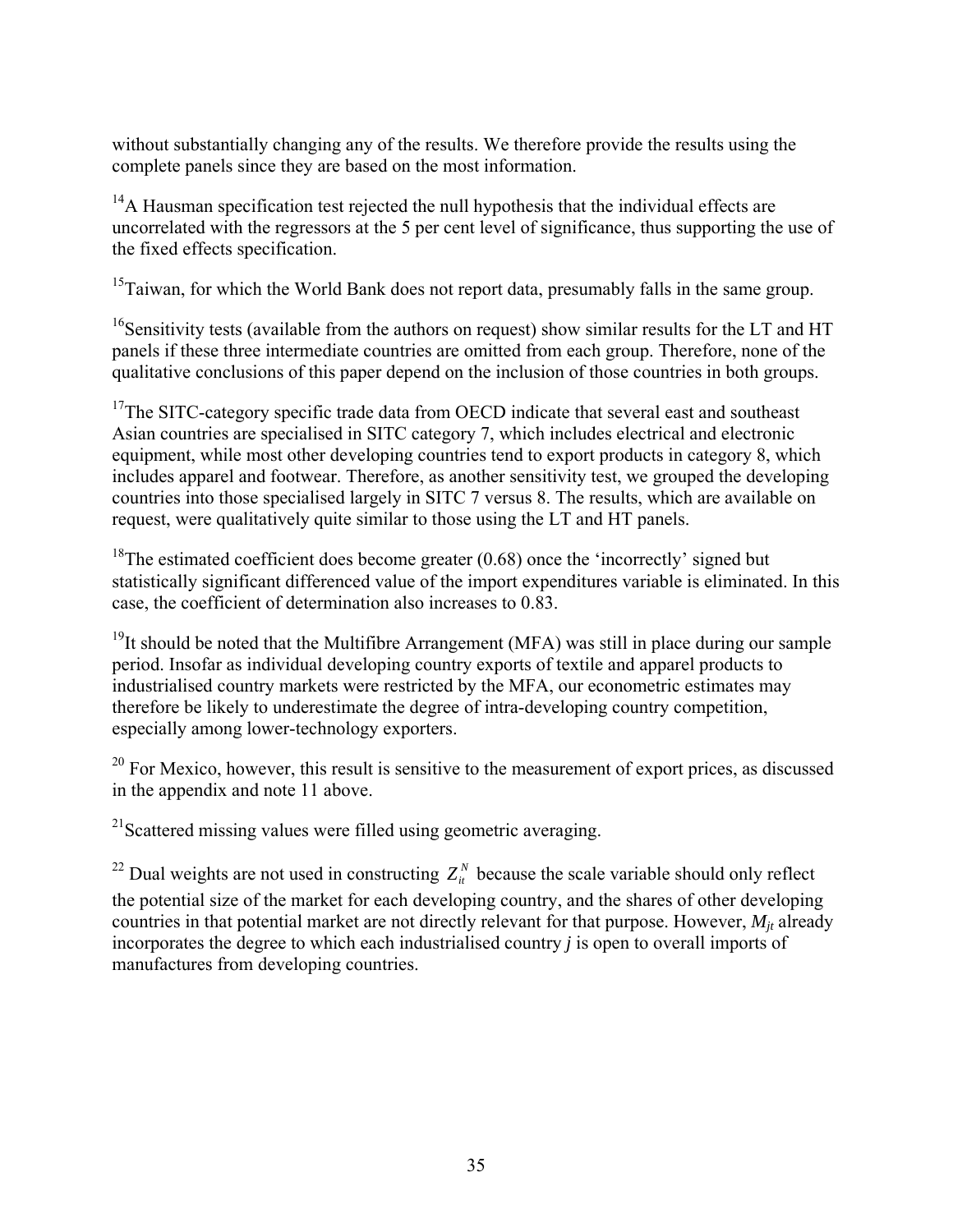without substantially changing any of the results. We therefore provide the results using the complete panels since they are based on the most information.

[14]A Hausman specification test rejected the null hypothesis that the individual effects are uncorrelated with the regressors at the 5 per cent level of significance, thus supporting the use of the fixed effects specification.

[15]Taiwan, for which the World Bank does not report data, presumably falls in the same group.

[16]Sensitivity tests (available from the authors on request) show similar results for the LT and HT panels if these three intermediate countries are omitted from each group. Therefore, none of the qualitative conclusions of this paper depend on the inclusion of those countries in both groups.

[17]The SITC-category specific trade data from OECD indicate that several east and southeast Asian countries are specialised in SITC category 7, which includes electrical and electronic equipment, while most other developing countries tend to export products in category 8, which includes apparel and footwear. Therefore, as another sensitivity test, we grouped the developing countries into those specialised largely in SITC 7 versus 8. The results, which are available on request, were qualitatively quite similar to those using the LT and HT panels.

[18]The estimated coefficient does become greater (0.68) once the 'incorrectly' signed but statistically significant differenced value of the import expenditures variable is eliminated. In this case, the coefficient of determination also increases to 0.83.

[19]It should be noted that the Multifibre Arrangement (MFA) was still in place during our sample period. Insofar as individual developing country exports of textile and apparel products to industrialised country markets were restricted by the MFA, our econometric estimates may therefore be likely to underestimate the degree of intra-developing country competition, especially among lower-technology exporters.

[20] For Mexico, however, this result is sensitive to the measurement of export prices, as discussed in the appendix and note 11 above.

[21]Scattered missing values were filled using geometric averaging.

[22] Dual weights are not used in constructing $Z_{it}^{N}$ because the scale variable should only reflect the potential size of the market for each developing country, and the shares of other developing countries in that potential market are not directly relevant for that purpose. However, $M_{jt}$ already incorporates the degree to which each industrialised country $j$ is open to overall imports of manufactures from developing countries.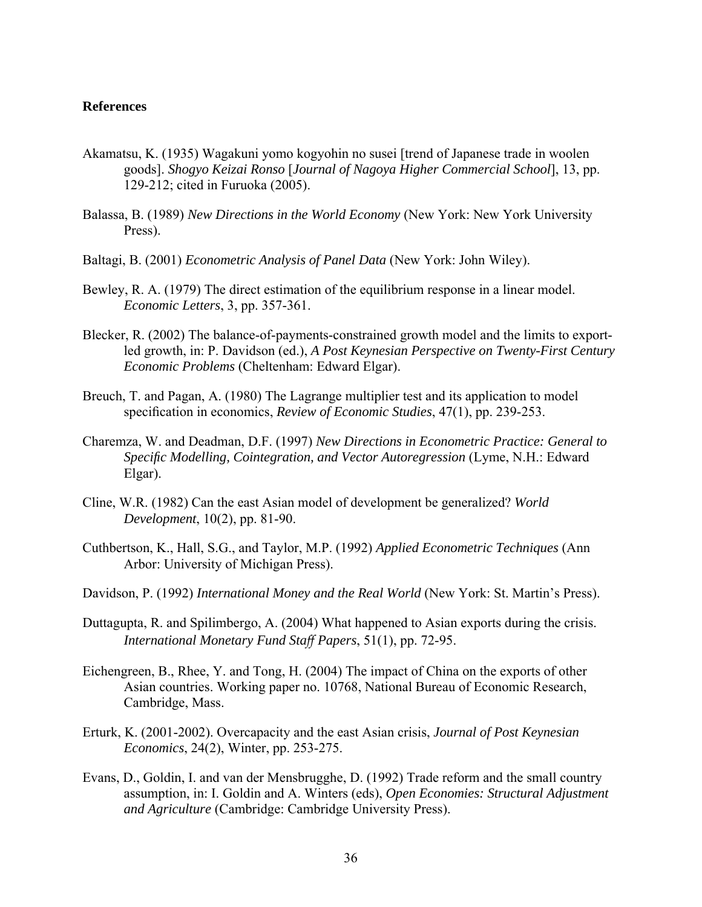## References

Akamatsu, K. (1935) Wagakuni yomo kogyohin no susei [trend of Japanese trade in woolen goods]. *Shogyo Keizai Ronso* [*Journal of Nagoya Higher Commercial School*], 13, pp. 129-212; cited in Furuoka (2005).

Balassa, B. (1989) *New Directions in the World Economy* (New York: New York University Press).

Baltagi, B. (2001) *Econometric Analysis of Panel Data* (New York: John Wiley).

Bewley, R. A. (1979) The direct estimation of the equilibrium response in a linear model. *Economic Letters*, 3, pp. 357-361.

Blecker, R. (2002) The balance-of-payments-constrained growth model and the limits to export-led growth, in: P. Davidson (ed.), *A Post Keynesian Perspective on Twenty-First Century Economic Problems* (Cheltenham: Edward Elgar).

Breuch, T. and Pagan, A. (1980) The Lagrange multiplier test and its application to model specification in economics, *Review of Economic Studies*, 47(1), pp. 239-253.

Charemza, W. and Deadman, D.F. (1997) *New Directions in Econometric Practice: General to Specific Modelling, Cointegration, and Vector Autoregression* (Lyme, N.H.: Edward Elgar).

Cline, W.R. (1982) Can the east Asian model of development be generalized? *World Development*, 10(2), pp. 81-90.

Cuthbertson, K., Hall, S.G., and Taylor, M.P. (1992) *Applied Econometric Techniques* (Ann Arbor: University of Michigan Press).

Davidson, P. (1992) *International Money and the Real World* (New York: St. Martin's Press).

Duttagupta, R. and Spilimbergo, A. (2004) What happened to Asian exports during the crisis. *International Monetary Fund Staff Papers*, 51(1), pp. 72-95.

Eichengreen, B., Rhee, Y. and Tong, H. (2004) The impact of China on the exports of other Asian countries. Working paper no. 10768, National Bureau of Economic Research, Cambridge, Mass.

Erturk, K. (2001-2002). Overcapacity and the east Asian crisis, *Journal of Post Keynesian Economics*, 24(2), Winter, pp. 253-275.

Evans, D., Goldin, I. and van der Mensbrugghe, D. (1992) Trade reform and the small country assumption, in: I. Goldin and A. Winters (eds), *Open Economies: Structural Adjustment and Agriculture* (Cambridge: Cambridge University Press).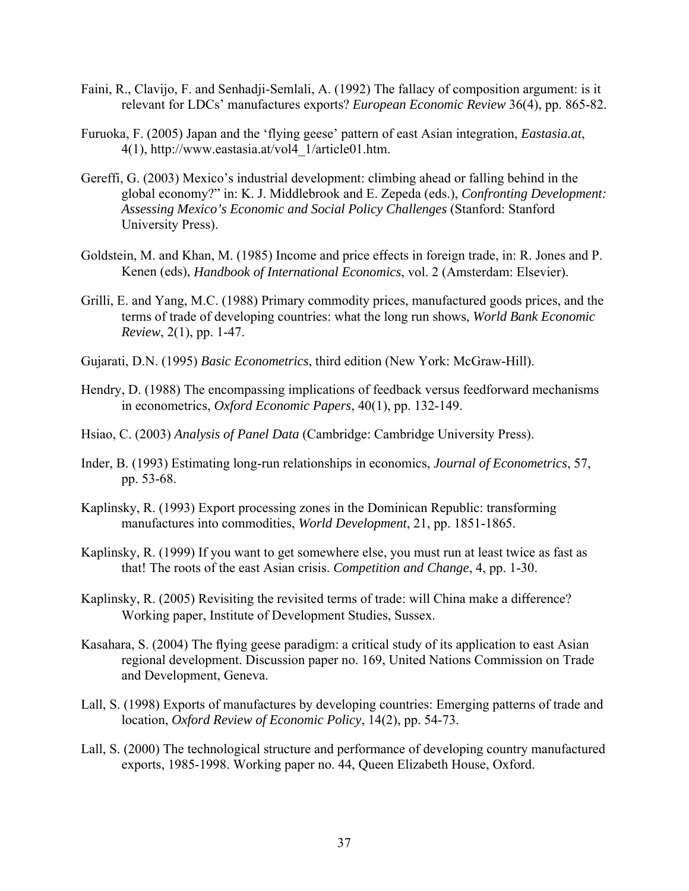Faini, R., Clavijo, F. and Senhadji-Semlali, A. (1992) The fallacy of composition argument: is it relevant for LDCs' manufactures exports? *European Economic Review* 36(4), pp. 865-82.

Furuoka, F. (2005) Japan and the 'flying geese' pattern of east Asian integration, *Eastasia.at*, 4(1), http://www.eastasia.at/vol4_1/article01.htm.

Gereffi, G. (2003) Mexico's industrial development: climbing ahead or falling behind in the global economy?" in: K. J. Middlebrook and E. Zepeda (eds.), *Confronting Development: Assessing Mexico's Economic and Social Policy Challenges* (Stanford: Stanford University Press).

Goldstein, M. and Khan, M. (1985) Income and price effects in foreign trade, in: R. Jones and P. Kenen (eds), *Handbook of International Economics*, vol. 2 (Amsterdam: Elsevier).

Grilli, E. and Yang, M.C. (1988) Primary commodity prices, manufactured goods prices, and the terms of trade of developing countries: what the long run shows, *World Bank Economic Review*, 2(1), pp. 1-47.

Gujarati, D.N. (1995) *Basic Econometrics*, third edition (New York: McGraw-Hill).

Hendry, D. (1988) The encompassing implications of feedback versus feedforward mechanisms in econometrics, *Oxford Economic Papers*, 40(1), pp. 132-149.

Hsiao, C. (2003) *Analysis of Panel Data* (Cambridge: Cambridge University Press).

Inder, B. (1993) Estimating long-run relationships in economics, *Journal of Econometrics*, 57, pp. 53-68.

Kaplinsky, R. (1993) Export processing zones in the Dominican Republic: transforming manufactures into commodities, *World Development*, 21, pp. 1851-1865.

Kaplinsky, R. (1999) If you want to get somewhere else, you must run at least twice as fast as that! The roots of the east Asian crisis. *Competition and Change*, 4, pp. 1-30.

Kaplinsky, R. (2005) Revisiting the revisited terms of trade: will China make a difference? Working paper, Institute of Development Studies, Sussex.

Kasahara, S. (2004) The flying geese paradigm: a critical study of its application to east Asian regional development. Discussion paper no. 169, United Nations Commission on Trade and Development, Geneva.

Lall, S. (1998) Exports of manufactures by developing countries: Emerging patterns of trade and location, *Oxford Review of Economic Policy*, 14(2), pp. 54-73.

Lall, S. (2000) The technological structure and performance of developing country manufactured exports, 1985-1998. Working paper no. 44, Queen Elizabeth House, Oxford.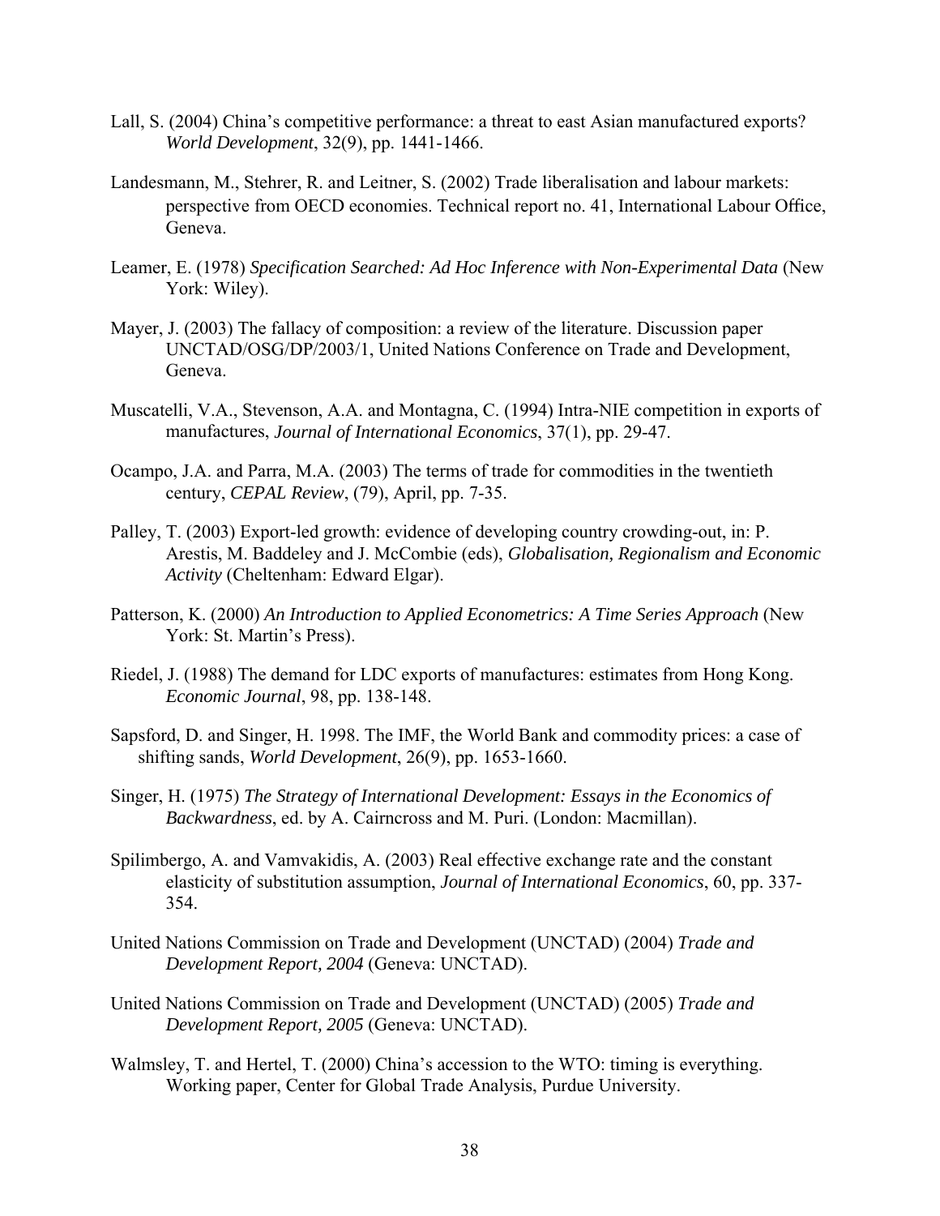Lall, S. (2004) China's competitive performance: a threat to east Asian manufactured exports? *World Development*, 32(9), pp. 1441-1466.

Landesmann, M., Stehrer, R. and Leitner, S. (2002) Trade liberalisation and labour markets: perspective from OECD economies. Technical report no. 41, International Labour Office, Geneva.

Leamer, E. (1978) *Specification Searched: Ad Hoc Inference with Non-Experimental Data* (New York: Wiley).

Mayer, J. (2003) The fallacy of composition: a review of the literature. Discussion paper UNCTAD/OSG/DP/2003/1, United Nations Conference on Trade and Development, Geneva.

Muscatelli, V.A., Stevenson, A.A. and Montagna, C. (1994) Intra-NIE competition in exports of manufactures, *Journal of International Economics*, 37(1), pp. 29-47.

Ocampo, J.A. and Parra, M.A. (2003) The terms of trade for commodities in the twentieth century, *CEPAL Review*, (79), April, pp. 7-35.

Palley, T. (2003) Export-led growth: evidence of developing country crowding-out, in: P. Arestis, M. Baddeley and J. McCombie (eds), *Globalisation, Regionalism and Economic Activity* (Cheltenham: Edward Elgar).

Patterson, K. (2000) *An Introduction to Applied Econometrics: A Time Series Approach* (New York: St. Martin's Press).

Riedel, J. (1988) The demand for LDC exports of manufactures: estimates from Hong Kong. *Economic Journal*, 98, pp. 138-148.

Sapsford, D. and Singer, H. 1998. The IMF, the World Bank and commodity prices: a case of shifting sands, *World Development*, 26(9), pp. 1653-1660.

Singer, H. (1975) *The Strategy of International Development: Essays in the Economics of Backwardness*, ed. by A. Cairncross and M. Puri. (London: Macmillan).

Spilimbergo, A. and Vamvakidis, A. (2003) Real effective exchange rate and the constant elasticity of substitution assumption, *Journal of International Economics*, 60, pp. 337-354.

United Nations Commission on Trade and Development (UNCTAD) (2004) *Trade and Development Report, 2004* (Geneva: UNCTAD).

United Nations Commission on Trade and Development (UNCTAD) (2005) *Trade and Development Report, 2005* (Geneva: UNCTAD).

Walmsley, T. and Hertel, T. (2000) China's accession to the WTO: timing is everything. Working paper, Center for Global Trade Analysis, Purdue University.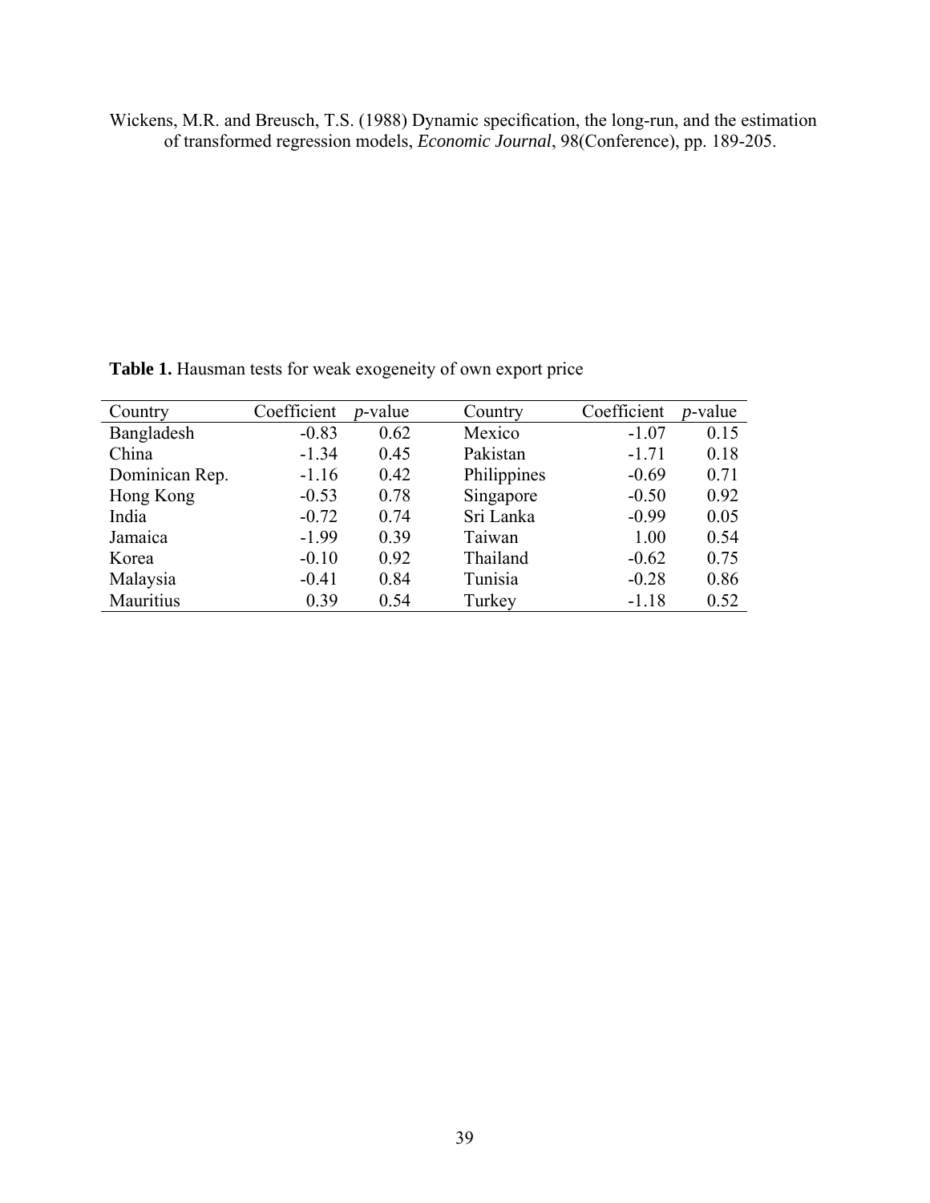Wickens, M.R. and Breusch, T.S. (1988) Dynamic specification, the long-run, and the estimation of transformed regression models, *Economic Journal*, 98(Conference), pp. 189-205.

**Table 1.** Hausman tests for weak exogeneity of own export price

| Country | Coefficient | *p*-value | Country | Coefficient | *p*-value |
|---|---|---|---|---|---|
| Bangladesh | -0.83 | 0.62 | Mexico | -1.07 | 0.15 |
| China | -1.34 | 0.45 | Pakistan | -1.71 | 0.18 |
| Dominican Rep. | -1.16 | 0.42 | Philippines | -0.69 | 0.71 |
| Hong Kong | -0.53 | 0.78 | Singapore | -0.50 | 0.92 |
| India | -0.72 | 0.74 | Sri Lanka | -0.99 | 0.05 |
| Jamaica | -1.99 | 0.39 | Taiwan | 1.00 | 0.54 |
| Korea | -0.10 | 0.92 | Thailand | -0.62 | 0.75 |
| Malaysia | -0.41 | 0.84 | Tunisia | -0.28 | 0.86 |
| Mauritius | 0.39 | 0.54 | Turkey | -1.18 | 0.52 |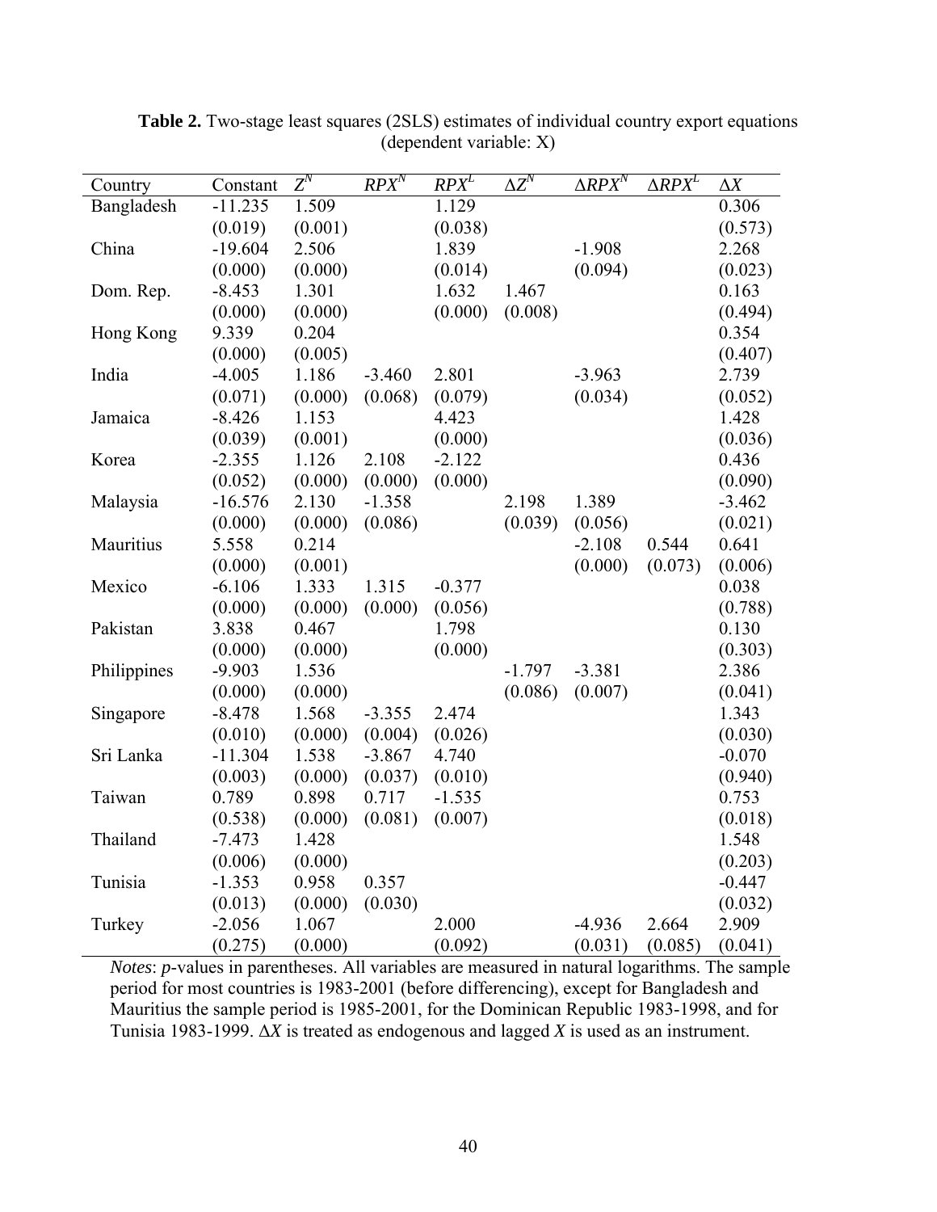**Table 2.** Two-stage least squares (2SLS) estimates of individual country export equations (dependent variable: X)

| Country | Constant | $Z^N$ | $RPX^N$ | $RPX^L$ | $\Delta Z^N$ | $\Delta RPX^N$ | $\Delta RPX^L$ | $\Delta X$ |
|---|---|---|---|---|---|---|---|---|
| Bangladesh | -11.235 | 1.509 | | 1.129 | | | | 0.306 |
| | (0.019) | (0.001) | | (0.038) | | | | (0.573) |
| China | -19.604 | 2.506 | | 1.839 | | -1.908 | | 2.268 |
| | (0.000) | (0.000) | | (0.014) | | (0.094) | | (0.023) |
| Dom. Rep. | -8.453 | 1.301 | | 1.632 | 1.467 | | | 0.163 |
| | (0.000) | (0.000) | | (0.000) | (0.008) | | | (0.494) |
| Hong Kong | 9.339 | 0.204 | | | | | | 0.354 |
| | (0.000) | (0.005) | | | | | | (0.407) |
| India | -4.005 | 1.186 | -3.460 | 2.801 | | -3.963 | | 2.739 |
| | (0.071) | (0.000) | (0.068) | (0.079) | | (0.034) | | (0.052) |
| Jamaica | -8.426 | 1.153 | | 4.423 | | | | 1.428 |
| | (0.039) | (0.001) | | (0.000) | | | | (0.036) |
| Korea | -2.355 | 1.126 | 2.108 | -2.122 | | | | 0.436 |
| | (0.052) | (0.000) | (0.000) | (0.000) | | | | (0.090) |
| Malaysia | -16.576 | 2.130 | -1.358 | | 2.198 | 1.389 | | -3.462 |
| | (0.000) | (0.000) | (0.086) | | (0.039) | (0.056) | | (0.021) |
| Mauritius | 5.558 | 0.214 | | | | -2.108 | 0.544 | 0.641 |
| | (0.000) | (0.001) | | | | (0.000) | (0.073) | (0.006) |
| Mexico | -6.106 | 1.333 | 1.315 | -0.377 | | | | 0.038 |
| | (0.000) | (0.000) | (0.000) | (0.056) | | | | (0.788) |
| Pakistan | 3.838 | 0.467 | | 1.798 | | | | 0.130 |
| | (0.000) | (0.000) | | (0.000) | | | | (0.303) |
| Philippines | -9.903 | 1.536 | | | -1.797 | -3.381 | | 2.386 |
| | (0.000) | (0.000) | | | (0.086) | (0.007) | | (0.041) |
| Singapore | -8.478 | 1.568 | -3.355 | 2.474 | | | | 1.343 |
| | (0.010) | (0.000) | (0.004) | (0.026) | | | | (0.030) |
| Sri Lanka | -11.304 | 1.538 | -3.867 | 4.740 | | | | -0.070 |
| | (0.003) | (0.000) | (0.037) | (0.010) | | | | (0.940) |
| Taiwan | 0.789 | 0.898 | 0.717 | -1.535 | | | | 0.753 |
| | (0.538) | (0.000) | (0.081) | (0.007) | | | | (0.018) |
| Thailand | -7.473 | 1.428 | | | | | | 1.548 |
| | (0.006) | (0.000) | | | | | | (0.203) |
| Tunisia | -1.353 | 0.958 | 0.357 | | | | | -0.447 |
| | (0.013) | (0.000) | (0.030) | | | | | (0.032) |
| Turkey | -2.056 | 1.067 | | 2.000 | | -4.936 | 2.664 | 2.909 |
| | (0.275) | (0.000) | | (0.092) | | (0.031) | (0.085) | (0.041) |

*Notes*: *p*-values in parentheses. All variables are measured in natural logarithms. The sample period for most countries is 1983-2001 (before differencing), except for Bangladesh and Mauritius the sample period is 1985-2001, for the Dominican Republic 1983-1998, and for Tunisia 1983-1999. $\Delta X$ is treated as endogenous and lagged $X$ is used as an instrument.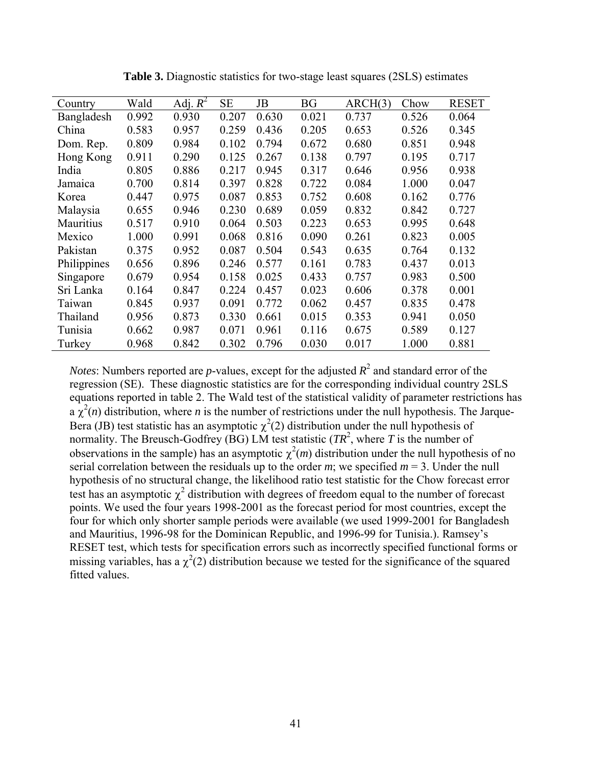**Table 3.** Diagnostic statistics for two-stage least squares (2SLS) estimates

| Country | Wald | Adj. $R^2$ | SE | JB | BG | ARCH(3) | Chow | RESET |
|---|---|---|---|---|---|---|---|---|
| Bangladesh | 0.992 | 0.930 | 0.207 | 0.630 | 0.021 | 0.737 | 0.526 | 0.064 |
| China | 0.583 | 0.957 | 0.259 | 0.436 | 0.205 | 0.653 | 0.526 | 0.345 |
| Dom. Rep. | 0.809 | 0.984 | 0.102 | 0.794 | 0.672 | 0.680 | 0.851 | 0.948 |
| Hong Kong | 0.911 | 0.290 | 0.125 | 0.267 | 0.138 | 0.797 | 0.195 | 0.717 |
| India | 0.805 | 0.886 | 0.217 | 0.945 | 0.317 | 0.646 | 0.956 | 0.938 |
| Jamaica | 0.700 | 0.814 | 0.397 | 0.828 | 0.722 | 0.084 | 1.000 | 0.047 |
| Korea | 0.447 | 0.975 | 0.087 | 0.853 | 0.752 | 0.608 | 0.162 | 0.776 |
| Malaysia | 0.655 | 0.946 | 0.230 | 0.689 | 0.059 | 0.832 | 0.842 | 0.727 |
| Mauritius | 0.517 | 0.910 | 0.064 | 0.503 | 0.223 | 0.653 | 0.995 | 0.648 |
| Mexico | 1.000 | 0.991 | 0.068 | 0.816 | 0.090 | 0.261 | 0.823 | 0.005 |
| Pakistan | 0.375 | 0.952 | 0.087 | 0.504 | 0.543 | 0.635 | 0.764 | 0.132 |
| Philippines | 0.656 | 0.896 | 0.246 | 0.577 | 0.161 | 0.783 | 0.437 | 0.013 |
| Singapore | 0.679 | 0.954 | 0.158 | 0.025 | 0.433 | 0.757 | 0.983 | 0.500 |
| Sri Lanka | 0.164 | 0.847 | 0.224 | 0.457 | 0.023 | 0.606 | 0.378 | 0.001 |
| Taiwan | 0.845 | 0.937 | 0.091 | 0.772 | 0.062 | 0.457 | 0.835 | 0.478 |
| Thailand | 0.956 | 0.873 | 0.330 | 0.661 | 0.015 | 0.353 | 0.941 | 0.050 |
| Tunisia | 0.662 | 0.987 | 0.071 | 0.961 | 0.116 | 0.675 | 0.589 | 0.127 |
| Turkey | 0.968 | 0.842 | 0.302 | 0.796 | 0.030 | 0.017 | 1.000 | 0.881 |

*Notes*: Numbers reported are *p*-values, except for the adjusted $R^2$ and standard error of the regression (SE). These diagnostic statistics are for the corresponding individual country 2SLS equations reported in table 2. The Wald test of the statistical validity of parameter restrictions has a $\chi^2(n)$ distribution, where $n$ is the number of restrictions under the null hypothesis. The Jarque-Bera (JB) test statistic has an asymptotic $\chi^2(2)$ distribution under the null hypothesis of normality. The Breusch-Godfrey (BG) LM test statistic ($TR^2$, where $T$ is the number of observations in the sample) has an asymptotic $\chi^2(m)$ distribution under the null hypothesis of no serial correlation between the residuals up to the order $m$; we specified $m = 3$. Under the null hypothesis of no structural change, the likelihood ratio test statistic for the Chow forecast error test has an asymptotic $\chi^2$ distribution with degrees of freedom equal to the number of forecast points. We used the four years 1998-2001 as the forecast period for most countries, except the four for which only shorter sample periods were available (we used 1999-2001 for Bangladesh and Mauritius, 1996-98 for the Dominican Republic, and 1996-99 for Tunisia.). Ramsey's RESET test, which tests for specification errors such as incorrectly specified functional forms or missing variables, has a $\chi^2(2)$ distribution because we tested for the significance of the squared fitted values.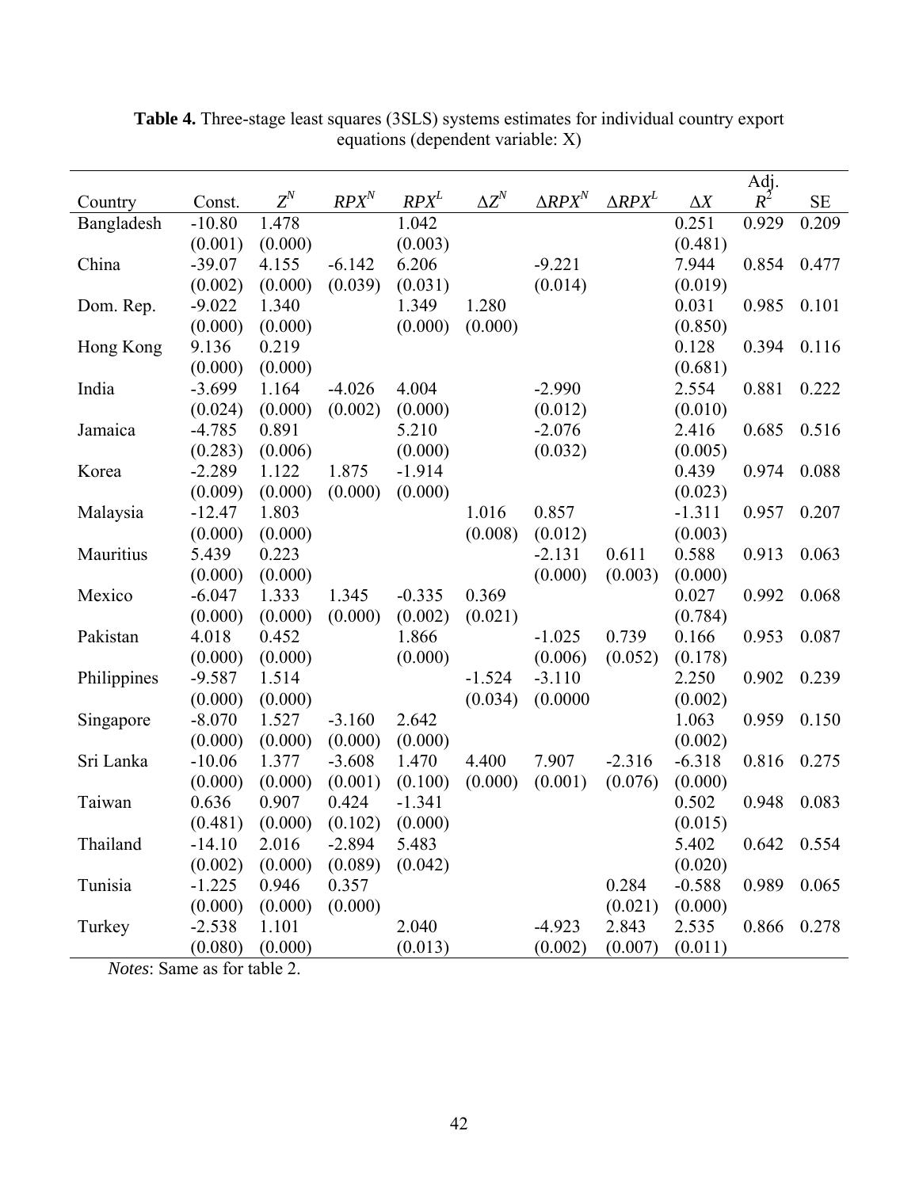**Table 4.** Three-stage least squares (3SLS) systems estimates for individual country export equations (dependent variable: X)

| Country | Const. | $Z^N$ | $RPX^N$ | $RPX^L$ | $\Delta Z^N$ | $\Delta RPX^N$ | $\Delta RPX^L$ | $\Delta X$ | Adj. $R^2$ | SE |
|---|---|---|---|---|---|---|---|---|---|---|
| Bangladesh | -10.80 | 1.478 | | 1.042 | | | | 0.251 | 0.929 | 0.209 |
| | (0.001) | (0.000) | | (0.003) | | | | (0.481) | | |
| China | -39.07 | 4.155 | -6.142 | 6.206 | | -9.221 | | 7.944 | 0.854 | 0.477 |
| | (0.002) | (0.000) | (0.039) | (0.031) | | (0.014) | | (0.019) | | |
| Dom. Rep. | -9.022 | 1.340 | | 1.349 | 1.280 | | | 0.031 | 0.985 | 0.101 |
| | (0.000) | (0.000) | | (0.000) | (0.000) | | | (0.850) | | |
| Hong Kong | 9.136 | 0.219 | | | | | | 0.128 | 0.394 | 0.116 |
| | (0.000) | (0.000) | | | | | | (0.681) | | |
| India | -3.699 | 1.164 | -4.026 | 4.004 | | -2.990 | | 2.554 | 0.881 | 0.222 |
| | (0.024) | (0.000) | (0.002) | (0.000) | | (0.012) | | (0.010) | | |
| Jamaica | -4.785 | 0.891 | | 5.210 | | -2.076 | | 2.416 | 0.685 | 0.516 |
| | (0.283) | (0.006) | | (0.000) | | (0.032) | | (0.005) | | |
| Korea | -2.289 | 1.122 | 1.875 | -1.914 | | | | 0.439 | 0.974 | 0.088 |
| | (0.009) | (0.000) | (0.000) | (0.000) | | | | (0.023) | | |
| Malaysia | -12.47 | 1.803 | | | 1.016 | 0.857 | | -1.311 | 0.957 | 0.207 |
| | (0.000) | (0.000) | | | (0.008) | (0.012) | | (0.003) | | |
| Mauritius | 5.439 | 0.223 | | | | -2.131 | 0.611 | 0.588 | 0.913 | 0.063 |
| | (0.000) | (0.000) | | | | (0.000) | (0.003) | (0.000) | | |
| Mexico | -6.047 | 1.333 | 1.345 | -0.335 | 0.369 | | | 0.027 | 0.992 | 0.068 |
| | (0.000) | (0.000) | (0.000) | (0.002) | (0.021) | | | (0.784) | | |
| Pakistan | 4.018 | 0.452 | | 1.866 | | -1.025 | 0.739 | 0.166 | 0.953 | 0.087 |
| | (0.000) | (0.000) | | (0.000) | | (0.006) | (0.052) | (0.178) | | |
| Philippines | -9.587 | 1.514 | | | -1.524 | -3.110 | | 2.250 | 0.902 | 0.239 |
| | (0.000) | (0.000) | | | (0.034) | (0.0000 | | (0.002) | | |
| Singapore | -8.070 | 1.527 | -3.160 | 2.642 | | | | 1.063 | 0.959 | 0.150 |
| | (0.000) | (0.000) | (0.000) | (0.000) | | | | (0.002) | | |
| Sri Lanka | -10.06 | 1.377 | -3.608 | 1.470 | 4.400 | 7.907 | -2.316 | -6.318 | 0.816 | 0.275 |
| | (0.000) | (0.000) | (0.001) | (0.100) | (0.000) | (0.001) | (0.076) | (0.000) | | |
| Taiwan | 0.636 | 0.907 | 0.424 | -1.341 | | | | 0.502 | 0.948 | 0.083 |
| | (0.481) | (0.000) | (0.102) | (0.000) | | | | (0.015) | | |
| Thailand | -14.10 | 2.016 | -2.894 | 5.483 | | | | 5.402 | 0.642 | 0.554 |
| | (0.002) | (0.000) | (0.089) | (0.042) | | | | (0.020) | | |
| Tunisia | -1.225 | 0.946 | 0.357 | | | | 0.284 | -0.588 | 0.989 | 0.065 |
| | (0.000) | (0.000) | (0.000) | | | | (0.021) | (0.000) | | |
| Turkey | -2.538 | 1.101 | | 2.040 | | -4.923 | 2.843 | 2.535 | 0.866 | 0.278 |
| | (0.080) | (0.000) | | (0.013) | | (0.002) | (0.007) | (0.011) | | |

*Notes*: Same as for table 2.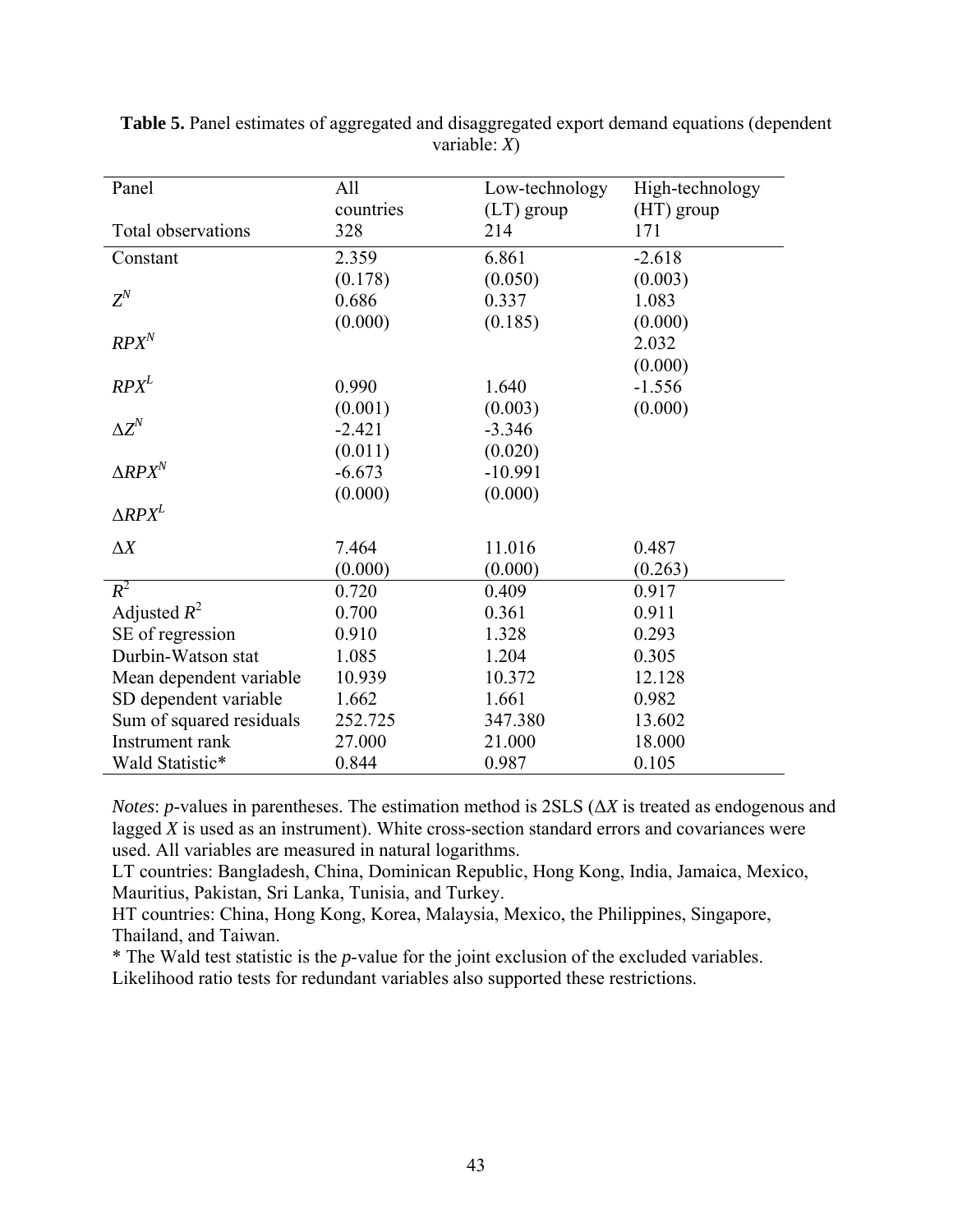**Table 5.** Panel estimates of aggregated and disaggregated export demand equations (dependent variable: $X$)

| Panel | All countries | Low-technology (LT) group | High-technology (HT) group |
|---|---|---|---|
| Total observations | 328 | 214 | 171 |
| Constant | 2.359 | 6.861 | -2.618 |
| | (0.178) | (0.050) | (0.003) |
| $Z^N$ | 0.686 | 0.337 | 1.083 |
| | (0.000) | (0.185) | (0.000) |
| $RPX^N$ | | | 2.032 |
| | | | (0.000) |
| $RPX^L$ | 0.990 | 1.640 | -1.556 |
| | (0.001) | (0.003) | (0.000) |
| $\Delta Z^N$ | -2.421 | -3.346 | |
| | (0.011) | (0.020) | |
| $\Delta RPX^N$ | -6.673 | -10.991 | |
| | (0.000) | (0.000) | |
| $\Delta RPX^L$ | | | |
| $\Delta X$ | 7.464 | 11.016 | 0.487 |
| | (0.000) | (0.000) | (0.263) |
| $R^2$ | 0.720 | 0.409 | 0.917 |
| Adjusted $R^2$ | 0.700 | 0.361 | 0.911 |
| SE of regression | 0.910 | 1.328 | 0.293 |
| Durbin-Watson stat | 1.085 | 1.204 | 0.305 |
| Mean dependent variable | 10.939 | 10.372 | 12.128 |
| SD dependent variable | 1.662 | 1.661 | 0.982 |
| Sum of squared residuals | 252.725 | 347.380 | 13.602 |
| Instrument rank | 27.000 | 21.000 | 18.000 |
| Wald Statistic* | 0.844 | 0.987 | 0.105 |

*Notes*: *p*-values in parentheses. The estimation method is 2SLS ($\Delta X$ is treated as endogenous and lagged $X$ is used as an instrument). White cross-section standard errors and covariances were used. All variables are measured in natural logarithms.

LT countries: Bangladesh, China, Dominican Republic, Hong Kong, India, Jamaica, Mexico, Mauritius, Pakistan, Sri Lanka, Tunisia, and Turkey.

HT countries: China, Hong Kong, Korea, Malaysia, Mexico, the Philippines, Singapore, Thailand, and Taiwan.

* The Wald test statistic is the *p*-value for the joint exclusion of the excluded variables. Likelihood ratio tests for redundant variables also supported these restrictions.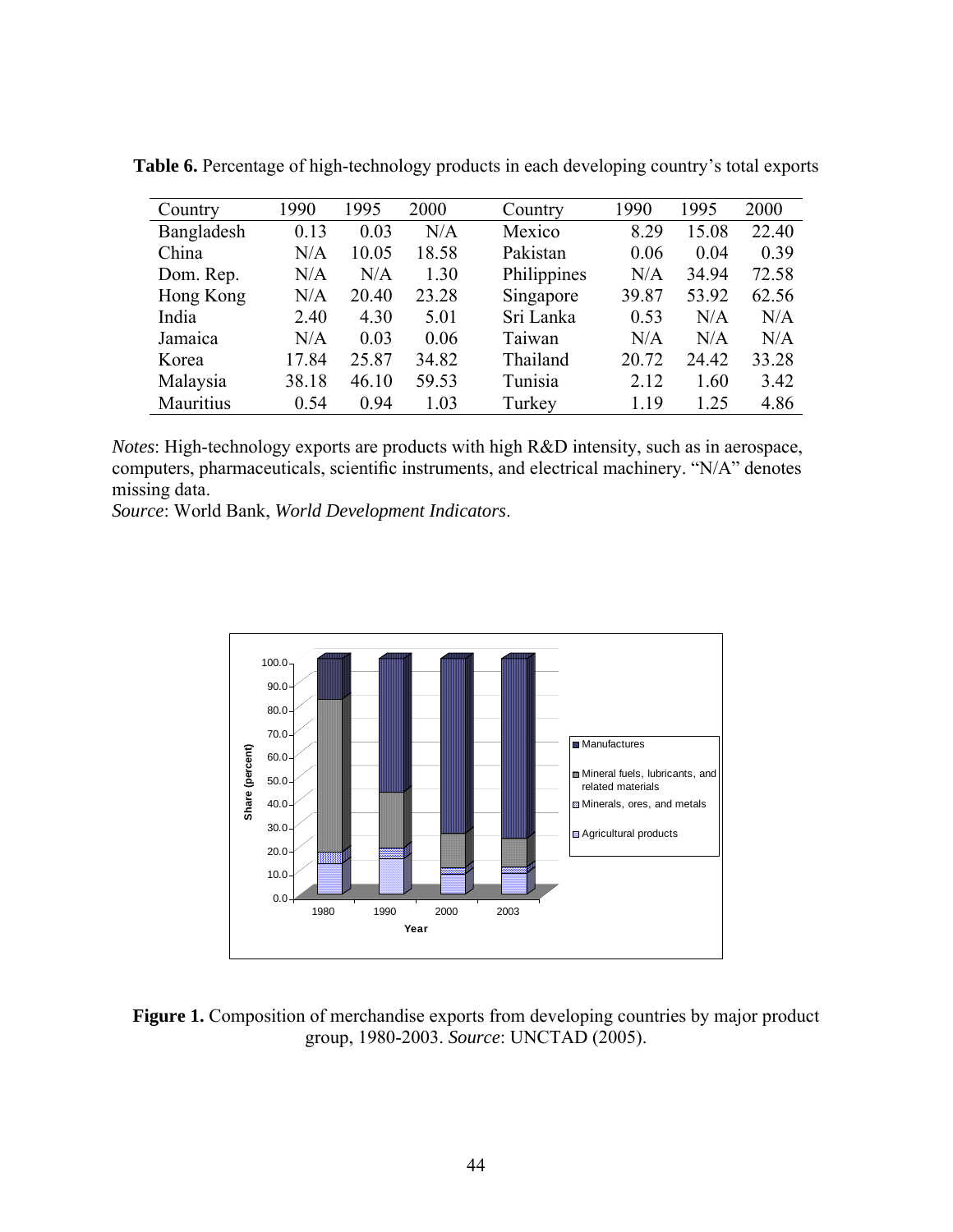**Table 6.** Percentage of high-technology products in each developing country's total exports

| Country | 1990 | 1995 | 2000 | Country | 1990 | 1995 | 2000 |
|---|---|---|---|---|---|---|---|
| Bangladesh | 0.13 | 0.03 | N/A | Mexico | 8.29 | 15.08 | 22.40 |
| China | N/A | 10.05 | 18.58 | Pakistan | 0.06 | 0.04 | 0.39 |
| Dom. Rep. | N/A | N/A | 1.30 | Philippines | N/A | 34.94 | 72.58 |
| Hong Kong | N/A | 20.40 | 23.28 | Singapore | 39.87 | 53.92 | 62.56 |
| India | 2.40 | 4.30 | 5.01 | Sri Lanka | 0.53 | N/A | N/A |
| Jamaica | N/A | 0.03 | 0.06 | Taiwan | N/A | N/A | N/A |
| Korea | 17.84 | 25.87 | 34.82 | Thailand | 20.72 | 24.42 | 33.28 |
| Malaysia | 38.18 | 46.10 | 59.53 | Tunisia | 2.12 | 1.60 | 3.42 |
| Mauritius | 0.54 | 0.94 | 1.03 | Turkey | 1.19 | 1.25 | 4.86 |

*Notes*: High-technology exports are products with high R&D intensity, such as in aerospace, computers, pharmaceuticals, scientific instruments, and electrical machinery. "N/A" denotes missing data.
*Source*: World Bank, *World Development Indicators*.

Share (percent)
100.0
90.0
80.0
70.0
60.0
50.0
40.0
30.0
20.0
10.0
0.0
1980
1990
2000
2003
Year
Manufactures
Mineral fuels, lubricants, and related materials
Minerals, ores, and metals
Agricultural products

**Figure 1.** Composition of merchandise exports from developing countries by major product group, 1980-2003. *Source*: UNCTAD (2005).